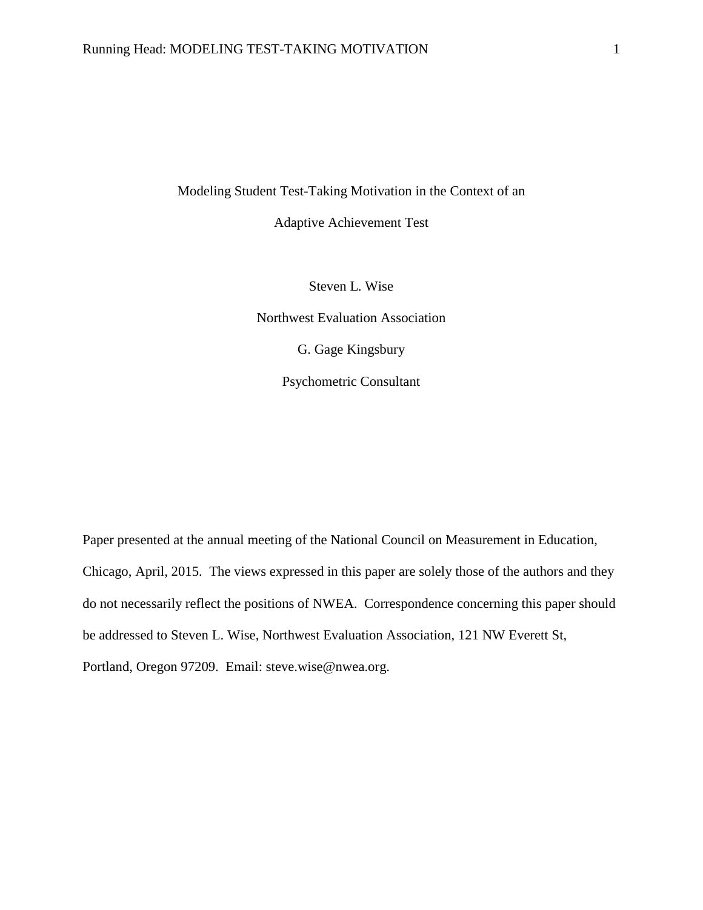# Modeling Student Test-Taking Motivation in the Context of an Adaptive Achievement Test

Steven L. Wise

Northwest Evaluation Association

G. Gage Kingsbury

Psychometric Consultant

Paper presented at the annual meeting of the National Council on Measurement in Education, Chicago, April, 2015. The views expressed in this paper are solely those of the authors and they do not necessarily reflect the positions of NWEA. Correspondence concerning this paper should be addressed to Steven L. Wise, Northwest Evaluation Association, 121 NW Everett St, Portland, Oregon 97209. Email: steve.wise@nwea.org.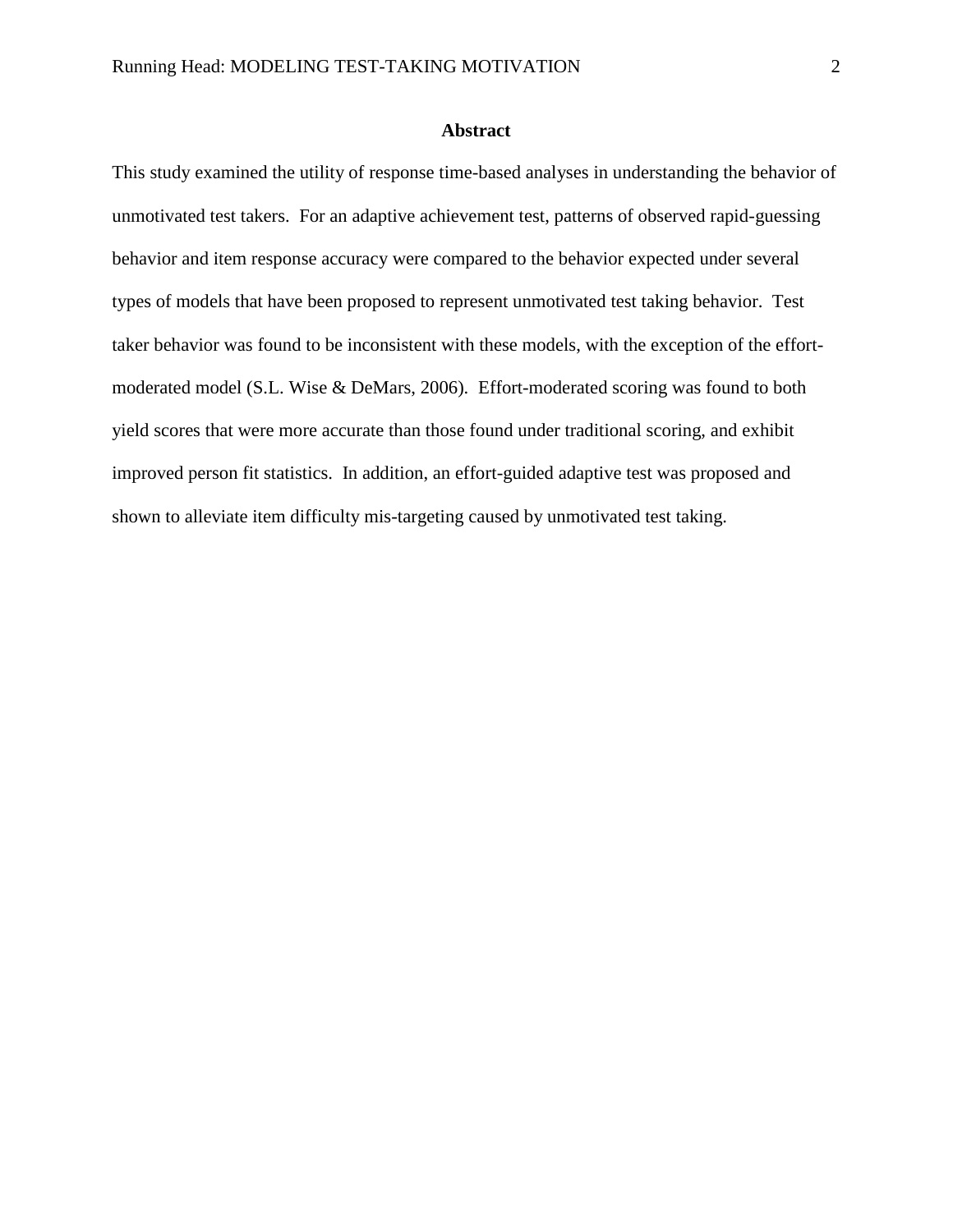## Abstract

This study examined the utility of response time-based analyses in understanding the behavior of unmotivated test takers. For an adaptive achievement test, patterns of observed rapid-guessing behavior and item response accuracy were compared to the behavior expected under several types of models that have been proposed to represent unmotivated test taking behavior. Test taker behavior was found to be inconsistent with these models, with the exception of the effort-moderated model (S.L. Wise & DeMars, 2006). Effort-moderated scoring was found to both yield scores that were more accurate than those found under traditional scoring, and exhibit improved person fit statistics. In addition, an effort-guided adaptive test was proposed and shown to alleviate item difficulty mis-targeting caused by unmotivated test taking.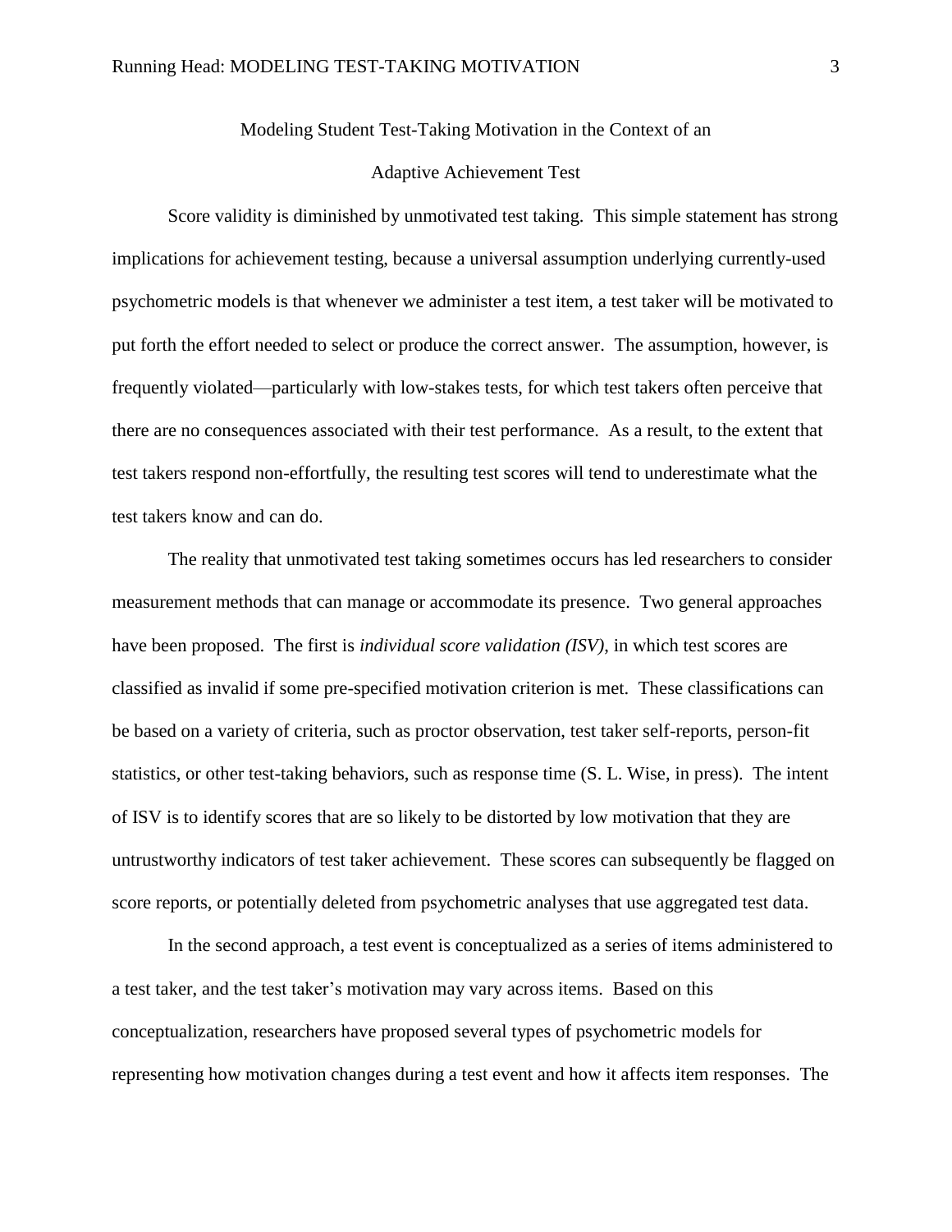# Modeling Student Test-Taking Motivation in the Context of an Adaptive Achievement Test

Score validity is diminished by unmotivated test taking. This simple statement has strong implications for achievement testing, because a universal assumption underlying currently-used psychometric models is that whenever we administer a test item, a test taker will be motivated to put forth the effort needed to select or produce the correct answer. The assumption, however, is frequently violated—particularly with low-stakes tests, for which test takers often perceive that there are no consequences associated with their test performance. As a result, to the extent that test takers respond non-effortfully, the resulting test scores will tend to underestimate what the test takers know and can do.

The reality that unmotivated test taking sometimes occurs has led researchers to consider measurement methods that can manage or accommodate its presence. Two general approaches have been proposed. The first is *individual score validation (ISV)*, in which test scores are classified as invalid if some pre-specified motivation criterion is met. These classifications can be based on a variety of criteria, such as proctor observation, test taker self-reports, person-fit statistics, or other test-taking behaviors, such as response time (S. L. Wise, in press). The intent of ISV is to identify scores that are so likely to be distorted by low motivation that they are untrustworthy indicators of test taker achievement. These scores can subsequently be flagged on score reports, or potentially deleted from psychometric analyses that use aggregated test data.

In the second approach, a test event is conceptualized as a series of items administered to a test taker, and the test taker's motivation may vary across items. Based on this conceptualization, researchers have proposed several types of psychometric models for representing how motivation changes during a test event and how it affects item responses. The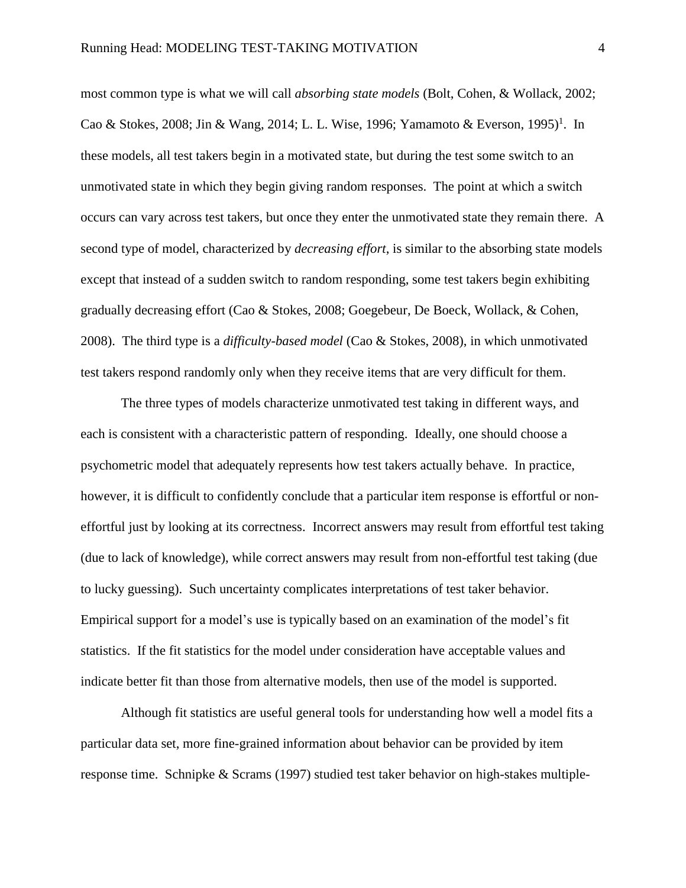most common type is what we will call *absorbing state models* (Bolt, Cohen, & Wollack, 2002; Cao & Stokes, 2008; Jin & Wang, 2014; L. L. Wise, 1996; Yamamoto & Everson, 1995)[1]. In these models, all test takers begin in a motivated state, but during the test some switch to an unmotivated state in which they begin giving random responses. The point at which a switch occurs can vary across test takers, but once they enter the unmotivated state they remain there. A second type of model, characterized by *decreasing effort*, is similar to the absorbing state models except that instead of a sudden switch to random responding, some test takers begin exhibiting gradually decreasing effort (Cao & Stokes, 2008; Goegebeur, De Boeck, Wollack, & Cohen, 2008). The third type is a *difficulty-based model* (Cao & Stokes, 2008), in which unmotivated test takers respond randomly only when they receive items that are very difficult for them.

The three types of models characterize unmotivated test taking in different ways, and each is consistent with a characteristic pattern of responding. Ideally, one should choose a psychometric model that adequately represents how test takers actually behave. In practice, however, it is difficult to confidently conclude that a particular item response is effortful or non-effortful just by looking at its correctness. Incorrect answers may result from effortful test taking (due to lack of knowledge), while correct answers may result from non-effortful test taking (due to lucky guessing). Such uncertainty complicates interpretations of test taker behavior. Empirical support for a model's use is typically based on an examination of the model's fit statistics. If the fit statistics for the model under consideration have acceptable values and indicate better fit than those from alternative models, then use of the model is supported.

Although fit statistics are useful general tools for understanding how well a model fits a particular data set, more fine-grained information about behavior can be provided by item response time. Schnipke & Scrams (1997) studied test taker behavior on high-stakes multiple-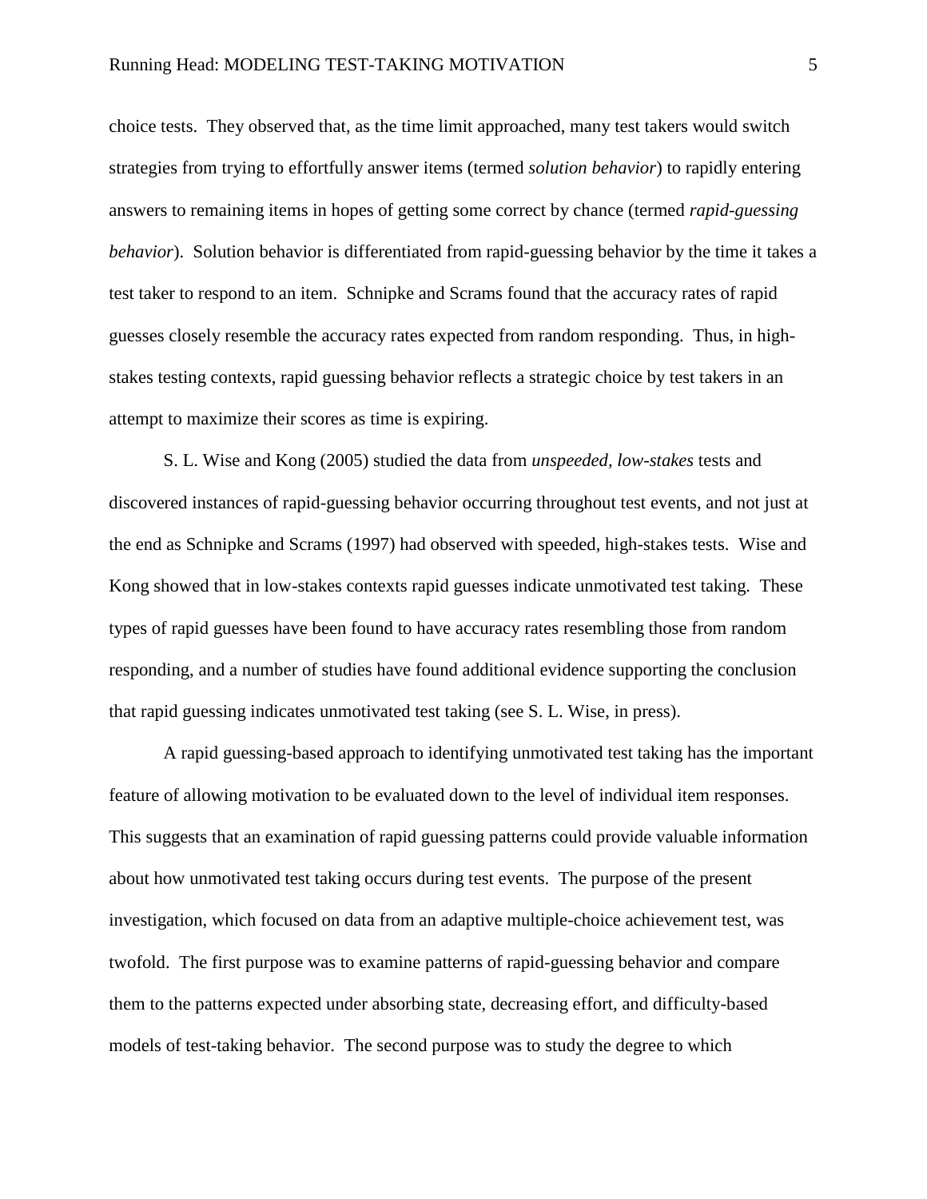choice tests. They observed that, as the time limit approached, many test takers would switch strategies from trying to effortfully answer items (termed *solution behavior*) to rapidly entering answers to remaining items in hopes of getting some correct by chance (termed *rapid-guessing behavior*). Solution behavior is differentiated from rapid-guessing behavior by the time it takes a test taker to respond to an item. Schnipke and Scrams found that the accuracy rates of rapid guesses closely resemble the accuracy rates expected from random responding. Thus, in high-stakes testing contexts, rapid guessing behavior reflects a strategic choice by test takers in an attempt to maximize their scores as time is expiring.

S. L. Wise and Kong (2005) studied the data from *unspeeded, low-stakes* tests and discovered instances of rapid-guessing behavior occurring throughout test events, and not just at the end as Schnipke and Scrams (1997) had observed with speeded, high-stakes tests. Wise and Kong showed that in low-stakes contexts rapid guesses indicate unmotivated test taking. These types of rapid guesses have been found to have accuracy rates resembling those from random responding, and a number of studies have found additional evidence supporting the conclusion that rapid guessing indicates unmotivated test taking (see S. L. Wise, in press).

A rapid guessing-based approach to identifying unmotivated test taking has the important feature of allowing motivation to be evaluated down to the level of individual item responses. This suggests that an examination of rapid guessing patterns could provide valuable information about how unmotivated test taking occurs during test events. The purpose of the present investigation, which focused on data from an adaptive multiple-choice achievement test, was twofold. The first purpose was to examine patterns of rapid-guessing behavior and compare them to the patterns expected under absorbing state, decreasing effort, and difficulty-based models of test-taking behavior. The second purpose was to study the degree to which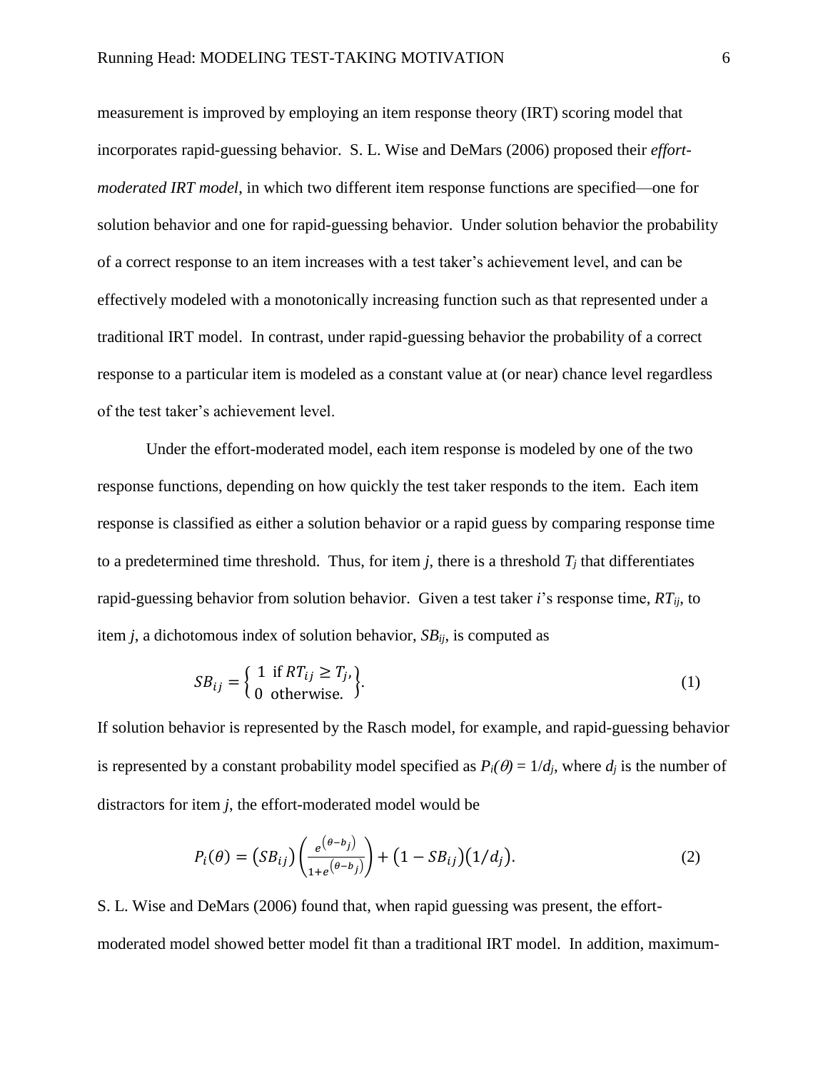measurement is improved by employing an item response theory (IRT) scoring model that incorporates rapid-guessing behavior. S. L. Wise and DeMars (2006) proposed their *effort-moderated IRT model*, in which two different item response functions are specified—one for solution behavior and one for rapid-guessing behavior. Under solution behavior the probability of a correct response to an item increases with a test taker's achievement level, and can be effectively modeled with a monotonically increasing function such as that represented under a traditional IRT model. In contrast, under rapid-guessing behavior the probability of a correct response to a particular item is modeled as a constant value at (or near) chance level regardless of the test taker's achievement level.

Under the effort-moderated model, each item response is modeled by one of the two response functions, depending on how quickly the test taker responds to the item. Each item response is classified as either a solution behavior or a rapid guess by comparing response time to a predetermined time threshold. Thus, for item $j$, there is a threshold $T_j$ that differentiates rapid-guessing behavior from solution behavior. Given a test taker $i$'s response time, $RT_{ij}$, to item $j$, a dichotomous index of solution behavior, $SB_{ij}$, is computed as

$$SB_{ij} = \left\{ \begin{array}{l} 1 \text{ if } RT_{ij} \geq T_j, \\ 0 \text{ otherwise.} \end{array} \right\}. \tag{1}$$

If solution behavior is represented by the Rasch model, for example, and rapid-guessing behavior is represented by a constant probability model specified as $P_i(\theta) = 1/d_j$, where $d_j$ is the number of distractors for item $j$, the effort-moderated model would be

$$P_i(\theta) = (SB_{ij})\left(\frac{e^{(\theta - b_j)}}{1 + e^{(\theta - b_j)}}\right) + (1 - SB_{ij})(1/d_j). \tag{2}$$

S. L. Wise and DeMars (2006) found that, when rapid guessing was present, the effort-moderated model showed better model fit than a traditional IRT model. In addition, maximum-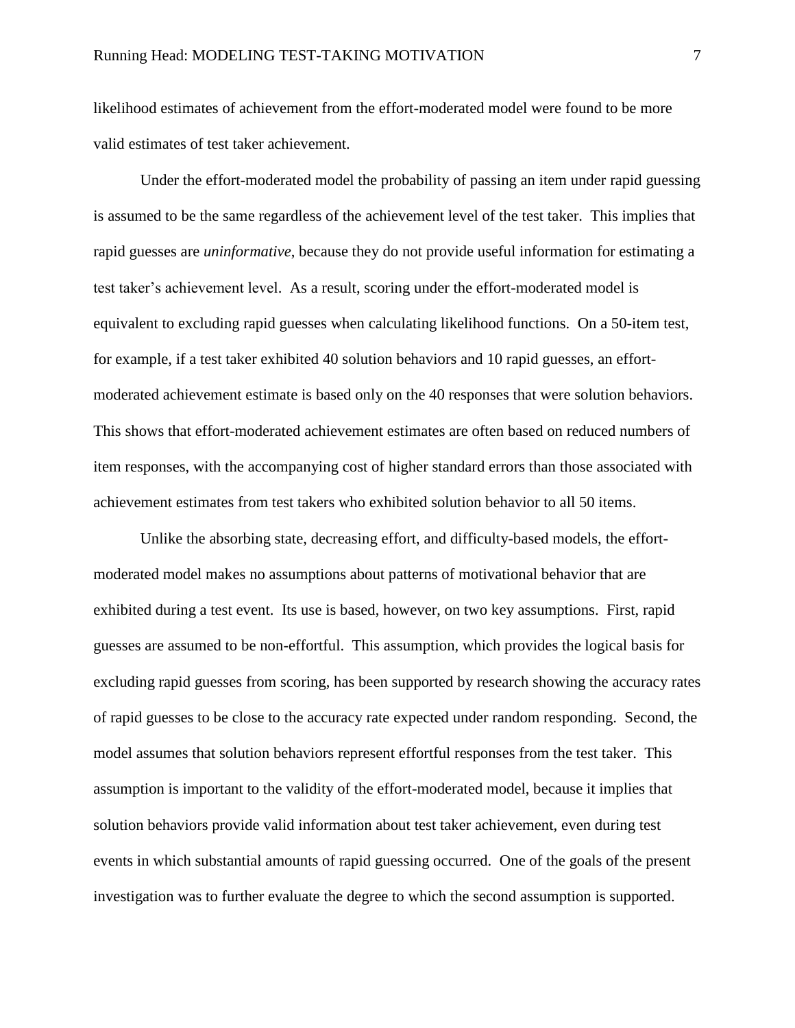likelihood estimates of achievement from the effort-moderated model were found to be more valid estimates of test taker achievement.

Under the effort-moderated model the probability of passing an item under rapid guessing is assumed to be the same regardless of the achievement level of the test taker. This implies that rapid guesses are *uninformative*, because they do not provide useful information for estimating a test taker's achievement level. As a result, scoring under the effort-moderated model is equivalent to excluding rapid guesses when calculating likelihood functions. On a 50-item test, for example, if a test taker exhibited 40 solution behaviors and 10 rapid guesses, an effort-moderated achievement estimate is based only on the 40 responses that were solution behaviors. This shows that effort-moderated achievement estimates are often based on reduced numbers of item responses, with the accompanying cost of higher standard errors than those associated with achievement estimates from test takers who exhibited solution behavior to all 50 items.

Unlike the absorbing state, decreasing effort, and difficulty-based models, the effort-moderated model makes no assumptions about patterns of motivational behavior that are exhibited during a test event. Its use is based, however, on two key assumptions. First, rapid guesses are assumed to be non-effortful. This assumption, which provides the logical basis for excluding rapid guesses from scoring, has been supported by research showing the accuracy rates of rapid guesses to be close to the accuracy rate expected under random responding. Second, the model assumes that solution behaviors represent effortful responses from the test taker. This assumption is important to the validity of the effort-moderated model, because it implies that solution behaviors provide valid information about test taker achievement, even during test events in which substantial amounts of rapid guessing occurred. One of the goals of the present investigation was to further evaluate the degree to which the second assumption is supported.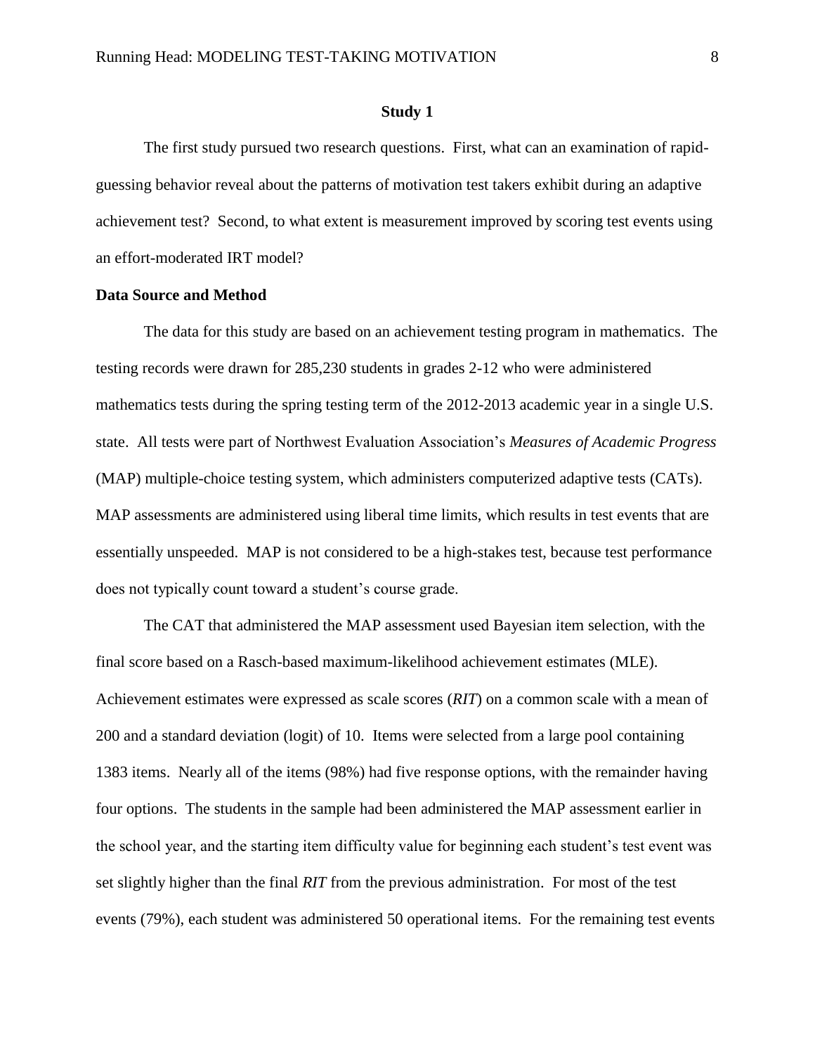## Study 1

The first study pursued two research questions. First, what can an examination of rapid-guessing behavior reveal about the patterns of motivation test takers exhibit during an adaptive achievement test? Second, to what extent is measurement improved by scoring test events using an effort-moderated IRT model?

### Data Source and Method

The data for this study are based on an achievement testing program in mathematics. The testing records were drawn for 285,230 students in grades 2-12 who were administered mathematics tests during the spring testing term of the 2012-2013 academic year in a single U.S. state. All tests were part of Northwest Evaluation Association's *Measures of Academic Progress* (MAP) multiple-choice testing system, which administers computerized adaptive tests (CATs). MAP assessments are administered using liberal time limits, which results in test events that are essentially unspeeded. MAP is not considered to be a high-stakes test, because test performance does not typically count toward a student's course grade.

The CAT that administered the MAP assessment used Bayesian item selection, with the final score based on a Rasch-based maximum-likelihood achievement estimates (MLE). Achievement estimates were expressed as scale scores (*RIT*) on a common scale with a mean of 200 and a standard deviation (logit) of 10. Items were selected from a large pool containing 1383 items. Nearly all of the items (98%) had five response options, with the remainder having four options. The students in the sample had been administered the MAP assessment earlier in the school year, and the starting item difficulty value for beginning each student's test event was set slightly higher than the final *RIT* from the previous administration. For most of the test events (79%), each student was administered 50 operational items. For the remaining test events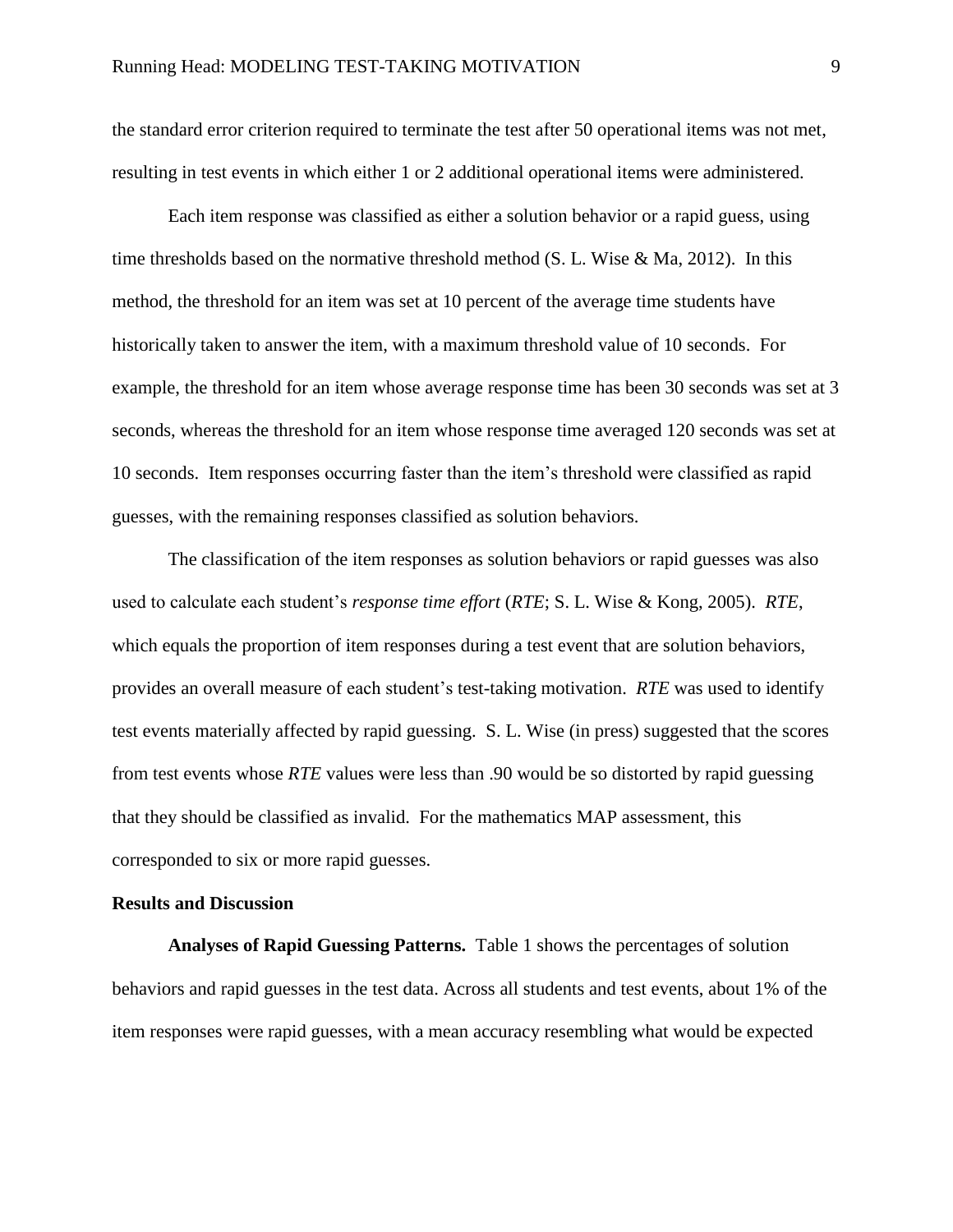the standard error criterion required to terminate the test after 50 operational items was not met, resulting in test events in which either 1 or 2 additional operational items were administered.

Each item response was classified as either a solution behavior or a rapid guess, using time thresholds based on the normative threshold method (S. L. Wise & Ma, 2012). In this method, the threshold for an item was set at 10 percent of the average time students have historically taken to answer the item, with a maximum threshold value of 10 seconds. For example, the threshold for an item whose average response time has been 30 seconds was set at 3 seconds, whereas the threshold for an item whose response time averaged 120 seconds was set at 10 seconds. Item responses occurring faster than the item's threshold were classified as rapid guesses, with the remaining responses classified as solution behaviors.

The classification of the item responses as solution behaviors or rapid guesses was also used to calculate each student's *response time effort* (*RTE*; S. L. Wise & Kong, 2005). *RTE*, which equals the proportion of item responses during a test event that are solution behaviors, provides an overall measure of each student's test-taking motivation. *RTE* was used to identify test events materially affected by rapid guessing. S. L. Wise (in press) suggested that the scores from test events whose *RTE* values were less than .90 would be so distorted by rapid guessing that they should be classified as invalid. For the mathematics MAP assessment, this corresponded to six or more rapid guesses.

## Results and Discussion

**Analyses of Rapid Guessing Patterns.** Table 1 shows the percentages of solution behaviors and rapid guesses in the test data. Across all students and test events, about 1% of the item responses were rapid guesses, with a mean accuracy resembling what would be expected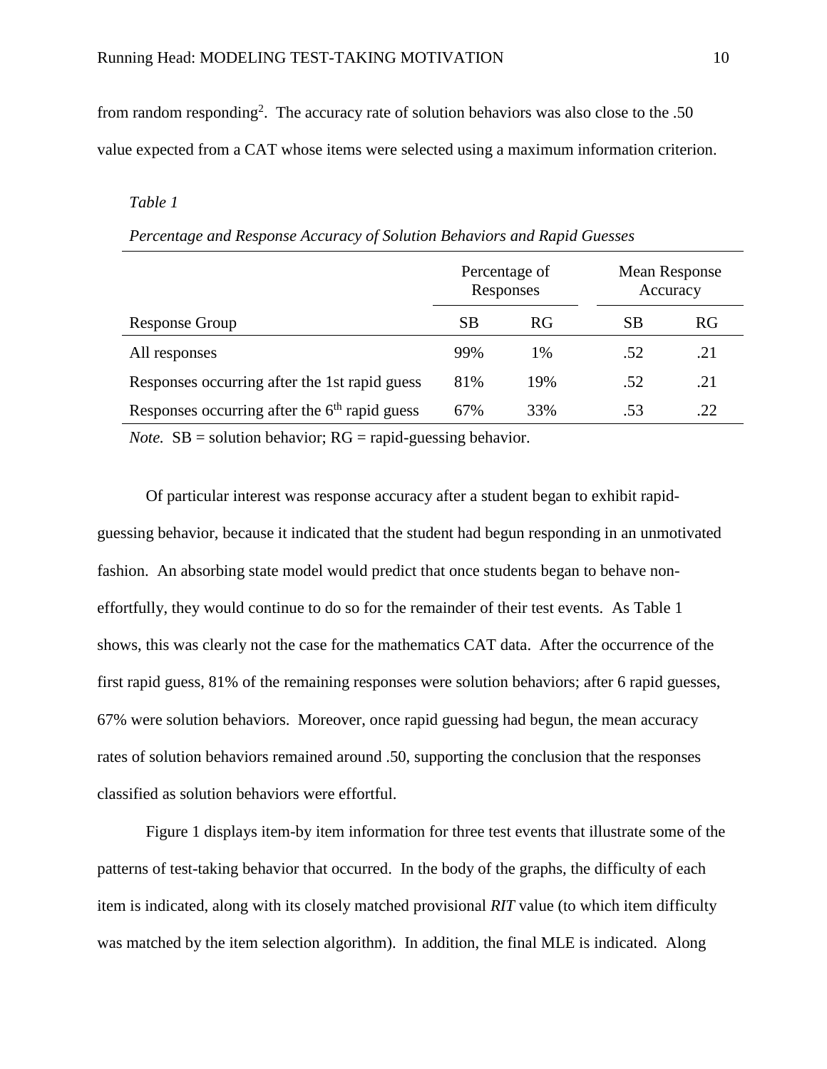from random responding[2]. The accuracy rate of solution behaviors was also close to the .50 value expected from a CAT whose items were selected using a maximum information criterion.

*Table 1*

*Percentage and Response Accuracy of Solution Behaviors and Rapid Guesses*

| | Percentage of Responses | | Mean Response Accuracy | |
|---|---|---|---|---|
| Response Group | SB | RG | SB | RG |
| All responses | 99% | 1% | .52 | .21 |
| Responses occurring after the 1st rapid guess | 81% | 19% | .52 | .21 |
| Responses occurring after the 6th rapid guess | 67% | 33% | .53 | .22 |

*Note.* SB = solution behavior; RG = rapid-guessing behavior.

Of particular interest was response accuracy after a student began to exhibit rapid-guessing behavior, because it indicated that the student had begun responding in an unmotivated fashion. An absorbing state model would predict that once students began to behave non-effortfully, they would continue to do so for the remainder of their test events. As Table 1 shows, this was clearly not the case for the mathematics CAT data. After the occurrence of the first rapid guess, 81% of the remaining responses were solution behaviors; after 6 rapid guesses, 67% were solution behaviors. Moreover, once rapid guessing had begun, the mean accuracy rates of solution behaviors remained around .50, supporting the conclusion that the responses classified as solution behaviors were effortful.

Figure 1 displays item-by item information for three test events that illustrate some of the patterns of test-taking behavior that occurred. In the body of the graphs, the difficulty of each item is indicated, along with its closely matched provisional *RIT* value (to which item difficulty was matched by the item selection algorithm). In addition, the final MLE is indicated. Along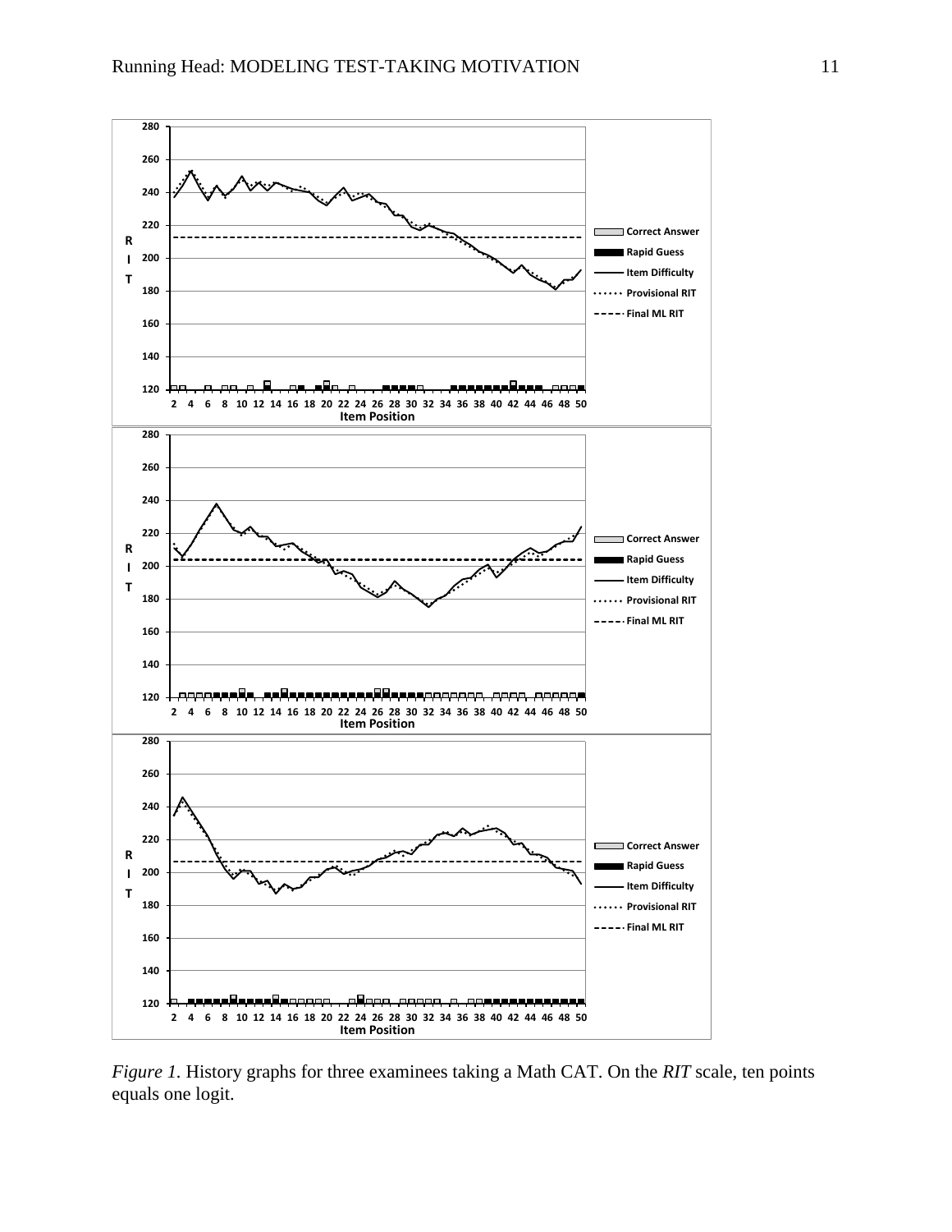*Figure 1.* History graphs for three examinees taking a Math CAT. On the *RIT* scale, ten points equals one logit.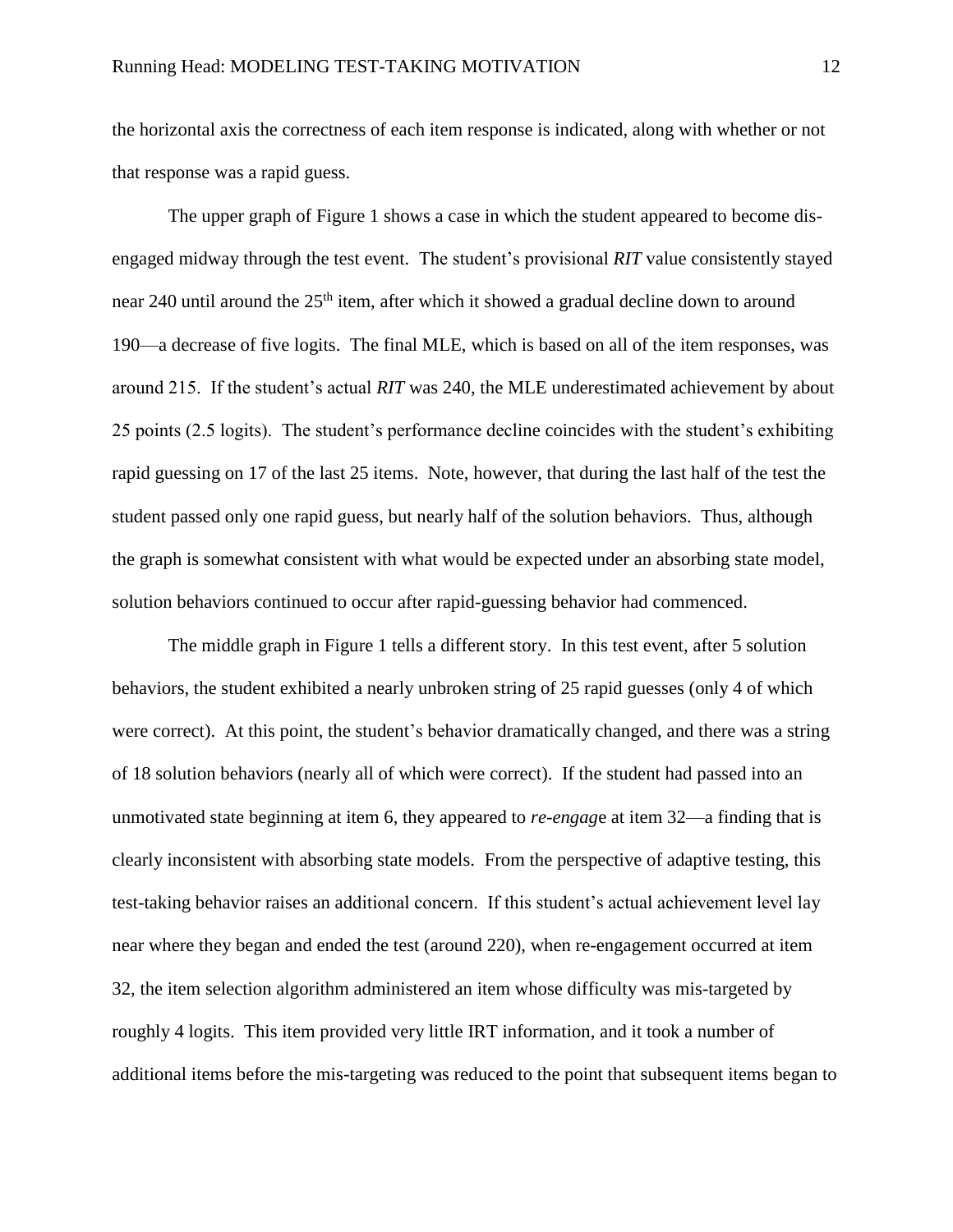the horizontal axis the correctness of each item response is indicated, along with whether or not that response was a rapid guess.

The upper graph of Figure 1 shows a case in which the student appeared to become dis-engaged midway through the test event. The student's provisional *RIT* value consistently stayed near 240 until around the 25th item, after which it showed a gradual decline down to around 190—a decrease of five logits. The final MLE, which is based on all of the item responses, was around 215. If the student's actual *RIT* was 240, the MLE underestimated achievement by about 25 points (2.5 logits). The student's performance decline coincides with the student's exhibiting rapid guessing on 17 of the last 25 items. Note, however, that during the last half of the test the student passed only one rapid guess, but nearly half of the solution behaviors. Thus, although the graph is somewhat consistent with what would be expected under an absorbing state model, solution behaviors continued to occur after rapid-guessing behavior had commenced.

The middle graph in Figure 1 tells a different story. In this test event, after 5 solution behaviors, the student exhibited a nearly unbroken string of 25 rapid guesses (only 4 of which were correct). At this point, the student's behavior dramatically changed, and there was a string of 18 solution behaviors (nearly all of which were correct). If the student had passed into an unmotivated state beginning at item 6, they appeared to *re-engag*e at item 32—a finding that is clearly inconsistent with absorbing state models. From the perspective of adaptive testing, this test-taking behavior raises an additional concern. If this student's actual achievement level lay near where they began and ended the test (around 220), when re-engagement occurred at item 32, the item selection algorithm administered an item whose difficulty was mis-targeted by roughly 4 logits. This item provided very little IRT information, and it took a number of additional items before the mis-targeting was reduced to the point that subsequent items began to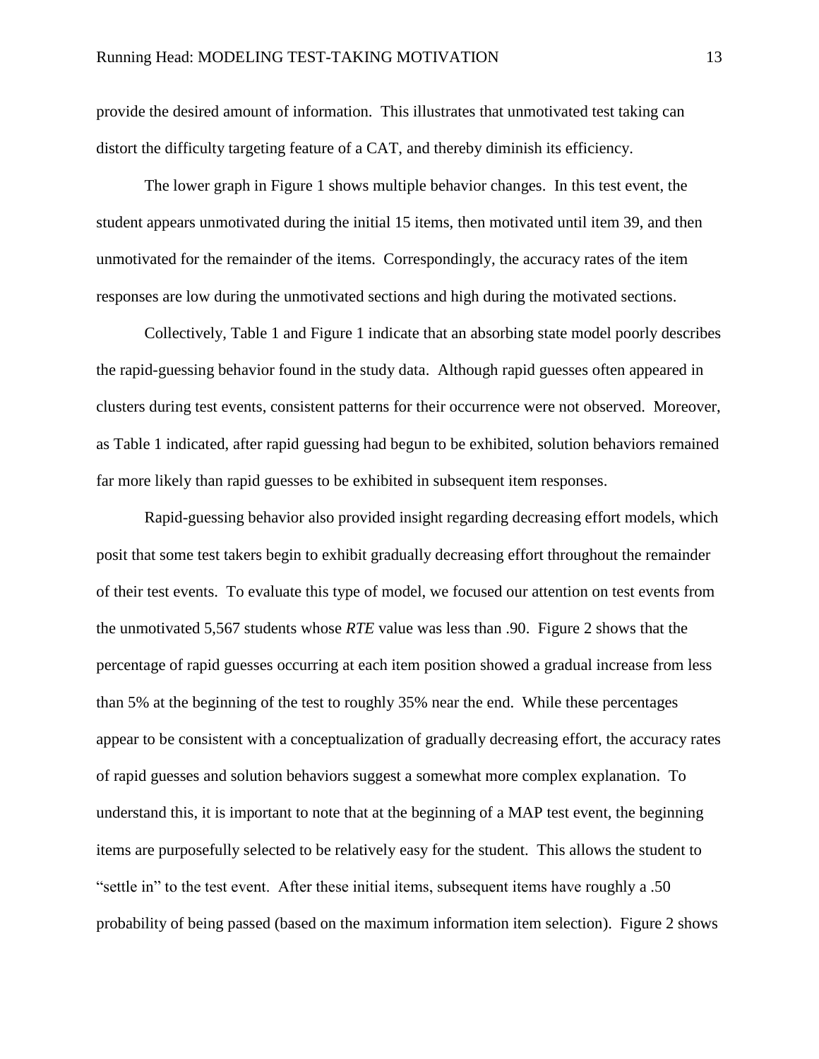provide the desired amount of information. This illustrates that unmotivated test taking can distort the difficulty targeting feature of a CAT, and thereby diminish its efficiency.

The lower graph in Figure 1 shows multiple behavior changes. In this test event, the student appears unmotivated during the initial 15 items, then motivated until item 39, and then unmotivated for the remainder of the items. Correspondingly, the accuracy rates of the item responses are low during the unmotivated sections and high during the motivated sections.

Collectively, Table 1 and Figure 1 indicate that an absorbing state model poorly describes the rapid-guessing behavior found in the study data. Although rapid guesses often appeared in clusters during test events, consistent patterns for their occurrence were not observed. Moreover, as Table 1 indicated, after rapid guessing had begun to be exhibited, solution behaviors remained far more likely than rapid guesses to be exhibited in subsequent item responses.

Rapid-guessing behavior also provided insight regarding decreasing effort models, which posit that some test takers begin to exhibit gradually decreasing effort throughout the remainder of their test events. To evaluate this type of model, we focused our attention on test events from the unmotivated 5,567 students whose *RTE* value was less than .90. Figure 2 shows that the percentage of rapid guesses occurring at each item position showed a gradual increase from less than 5% at the beginning of the test to roughly 35% near the end. While these percentages appear to be consistent with a conceptualization of gradually decreasing effort, the accuracy rates of rapid guesses and solution behaviors suggest a somewhat more complex explanation. To understand this, it is important to note that at the beginning of a MAP test event, the beginning items are purposefully selected to be relatively easy for the student. This allows the student to "settle in" to the test event. After these initial items, subsequent items have roughly a .50 probability of being passed (based on the maximum information item selection). Figure 2 shows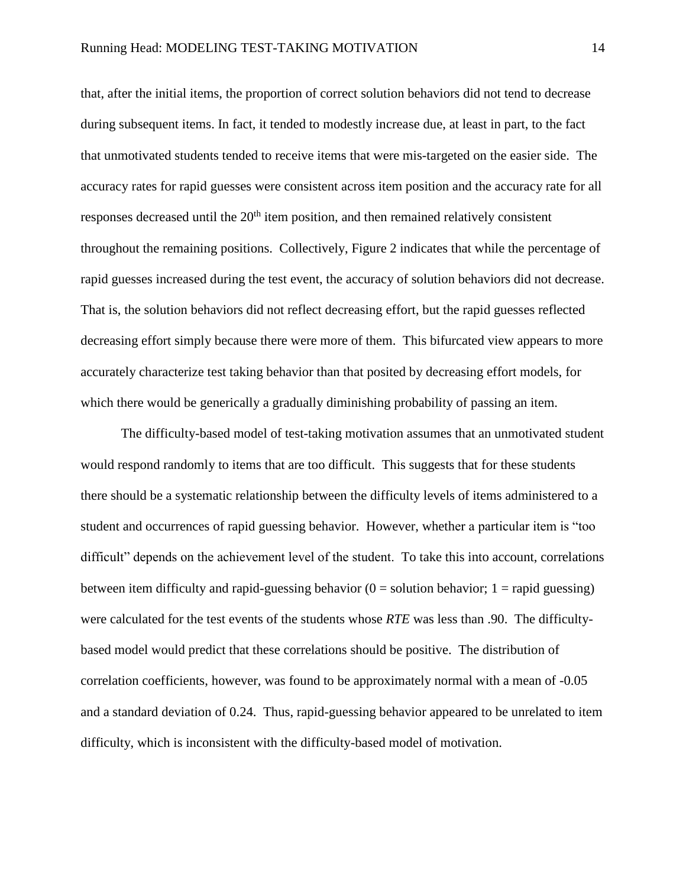that, after the initial items, the proportion of correct solution behaviors did not tend to decrease during subsequent items. In fact, it tended to modestly increase due, at least in part, to the fact that unmotivated students tended to receive items that were mis-targeted on the easier side. The accuracy rates for rapid guesses were consistent across item position and the accuracy rate for all responses decreased until the 20th item position, and then remained relatively consistent throughout the remaining positions. Collectively, Figure 2 indicates that while the percentage of rapid guesses increased during the test event, the accuracy of solution behaviors did not decrease. That is, the solution behaviors did not reflect decreasing effort, but the rapid guesses reflected decreasing effort simply because there were more of them. This bifurcated view appears to more accurately characterize test taking behavior than that posited by decreasing effort models, for which there would be generically a gradually diminishing probability of passing an item.

The difficulty-based model of test-taking motivation assumes that an unmotivated student would respond randomly to items that are too difficult. This suggests that for these students there should be a systematic relationship between the difficulty levels of items administered to a student and occurrences of rapid guessing behavior. However, whether a particular item is "too difficult" depends on the achievement level of the student. To take this into account, correlations between item difficulty and rapid-guessing behavior (0 = solution behavior; 1 = rapid guessing) were calculated for the test events of the students whose *RTE* was less than .90. The difficulty-based model would predict that these correlations should be positive. The distribution of correlation coefficients, however, was found to be approximately normal with a mean of -0.05 and a standard deviation of 0.24. Thus, rapid-guessing behavior appeared to be unrelated to item difficulty, which is inconsistent with the difficulty-based model of motivation.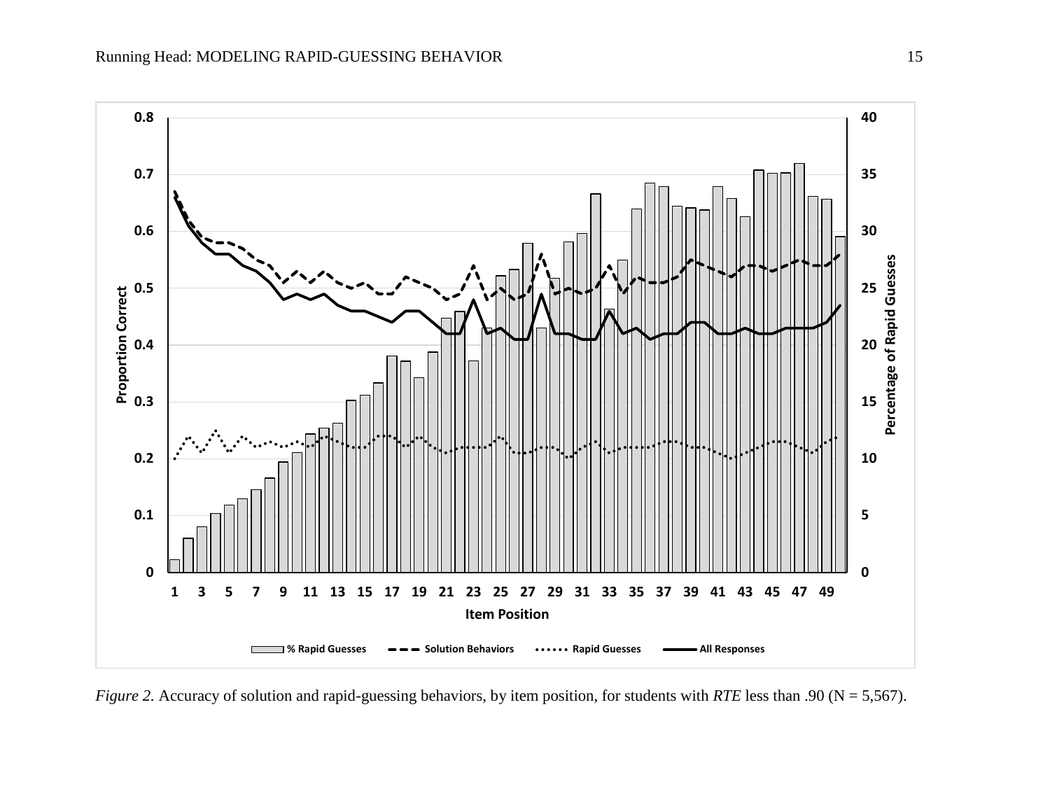*Figure 2.* Accuracy of solution and rapid-guessing behaviors, by item position, for students with *RTE* less than .90 (N = 5,567).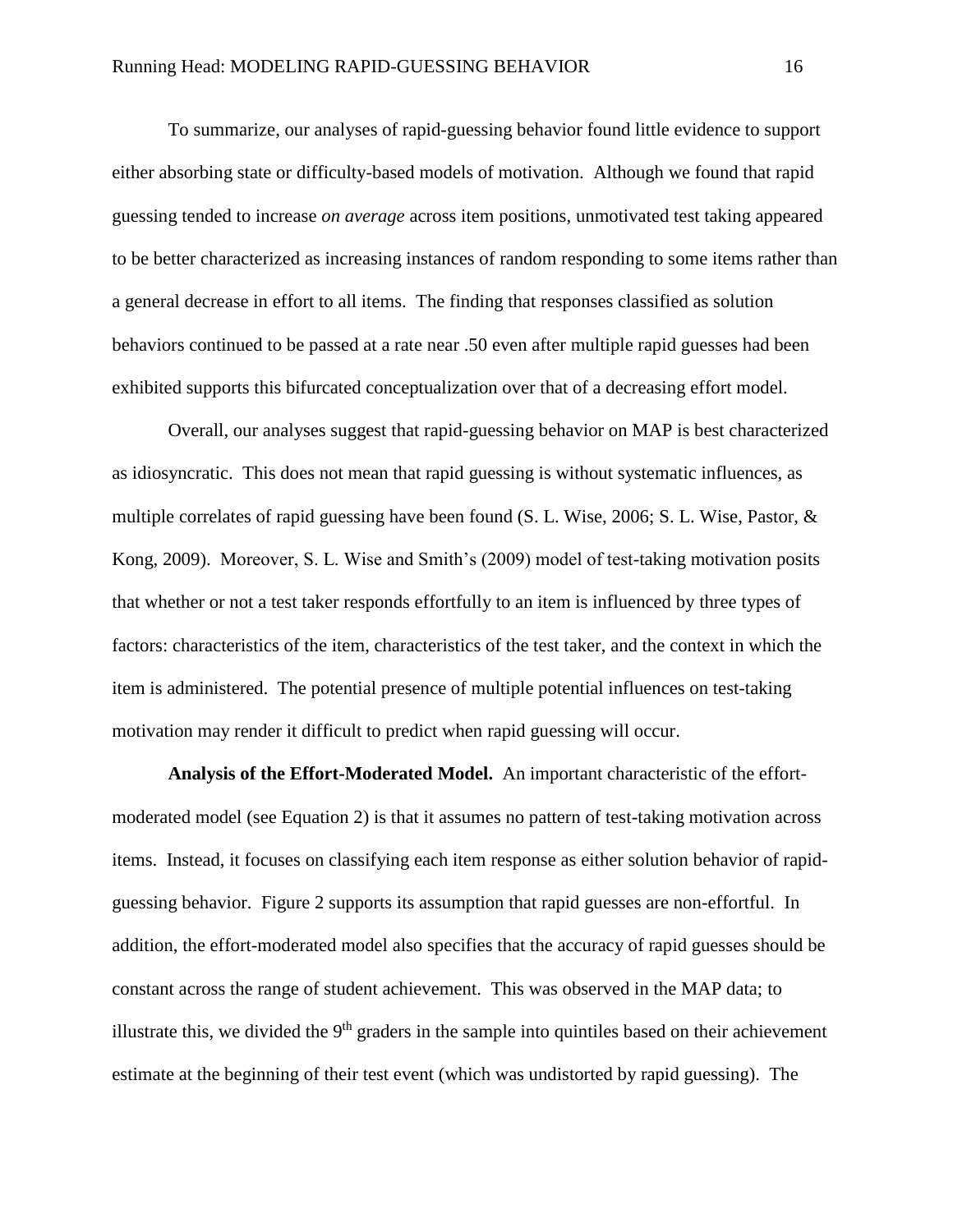To summarize, our analyses of rapid-guessing behavior found little evidence to support either absorbing state or difficulty-based models of motivation. Although we found that rapid guessing tended to increase *on average* across item positions, unmotivated test taking appeared to be better characterized as increasing instances of random responding to some items rather than a general decrease in effort to all items. The finding that responses classified as solution behaviors continued to be passed at a rate near .50 even after multiple rapid guesses had been exhibited supports this bifurcated conceptualization over that of a decreasing effort model.

Overall, our analyses suggest that rapid-guessing behavior on MAP is best characterized as idiosyncratic. This does not mean that rapid guessing is without systematic influences, as multiple correlates of rapid guessing have been found (S. L. Wise, 2006; S. L. Wise, Pastor, & Kong, 2009). Moreover, S. L. Wise and Smith's (2009) model of test-taking motivation posits that whether or not a test taker responds effortfully to an item is influenced by three types of factors: characteristics of the item, characteristics of the test taker, and the context in which the item is administered. The potential presence of multiple potential influences on test-taking motivation may render it difficult to predict when rapid guessing will occur.

**Analysis of the Effort-Moderated Model.** An important characteristic of the effort-moderated model (see Equation 2) is that it assumes no pattern of test-taking motivation across items. Instead, it focuses on classifying each item response as either solution behavior of rapid-guessing behavior. Figure 2 supports its assumption that rapid guesses are non-effortful. In addition, the effort-moderated model also specifies that the accuracy of rapid guesses should be constant across the range of student achievement. This was observed in the MAP data; to illustrate this, we divided the 9th graders in the sample into quintiles based on their achievement estimate at the beginning of their test event (which was undistorted by rapid guessing). The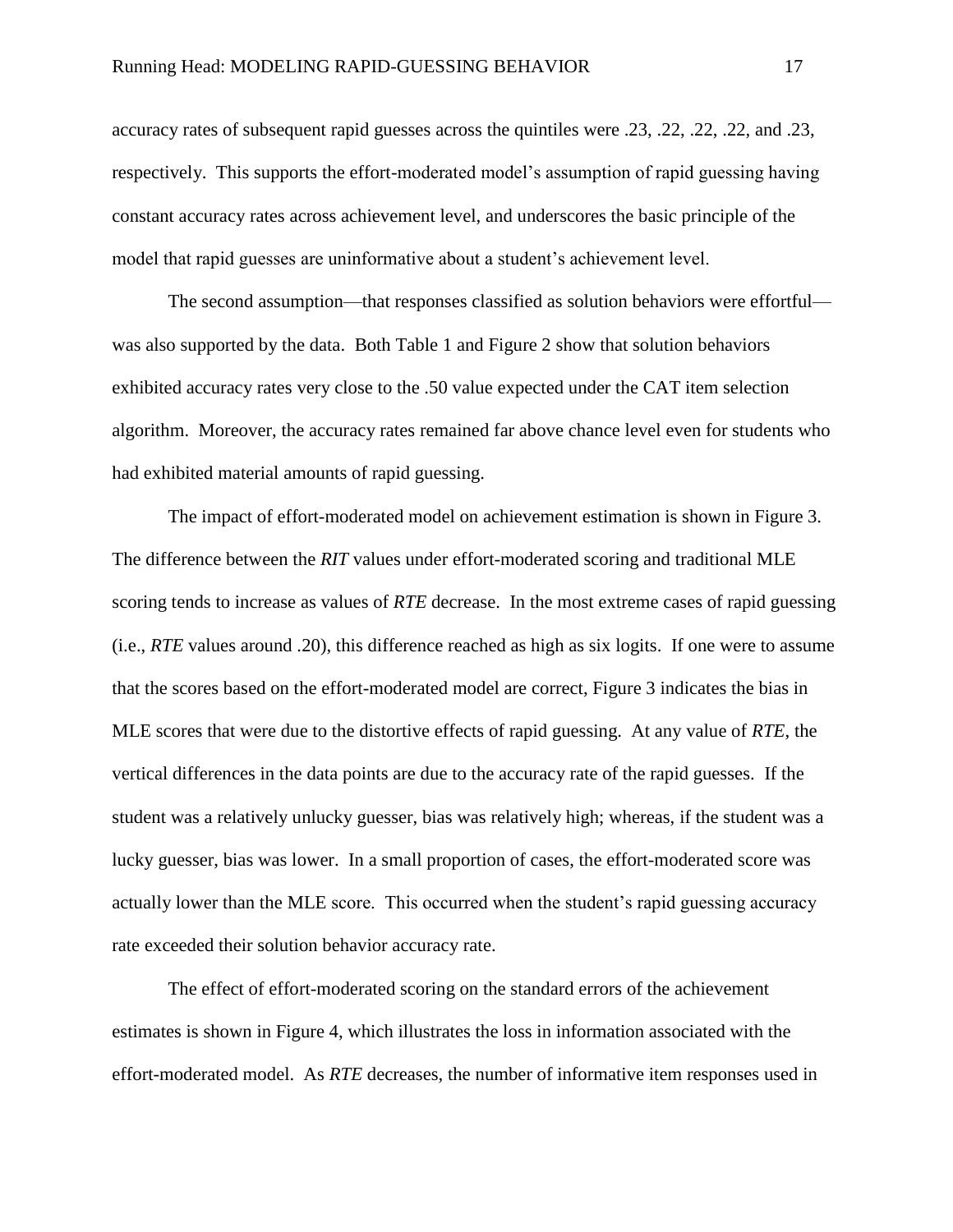accuracy rates of subsequent rapid guesses across the quintiles were .23, .22, .22, .22, and .23, respectively. This supports the effort-moderated model's assumption of rapid guessing having constant accuracy rates across achievement level, and underscores the basic principle of the model that rapid guesses are uninformative about a student's achievement level.

The second assumption—that responses classified as solution behaviors were effortful—was also supported by the data. Both Table 1 and Figure 2 show that solution behaviors exhibited accuracy rates very close to the .50 value expected under the CAT item selection algorithm. Moreover, the accuracy rates remained far above chance level even for students who had exhibited material amounts of rapid guessing.

The impact of effort-moderated model on achievement estimation is shown in Figure 3. The difference between the *RIT* values under effort-moderated scoring and traditional MLE scoring tends to increase as values of *RTE* decrease. In the most extreme cases of rapid guessing (i.e., *RTE* values around .20), this difference reached as high as six logits. If one were to assume that the scores based on the effort-moderated model are correct, Figure 3 indicates the bias in MLE scores that were due to the distortive effects of rapid guessing. At any value of *RTE*, the vertical differences in the data points are due to the accuracy rate of the rapid guesses. If the student was a relatively unlucky guesser, bias was relatively high; whereas, if the student was a lucky guesser, bias was lower. In a small proportion of cases, the effort-moderated score was actually lower than the MLE score. This occurred when the student's rapid guessing accuracy rate exceeded their solution behavior accuracy rate.

The effect of effort-moderated scoring on the standard errors of the achievement estimates is shown in Figure 4, which illustrates the loss in information associated with the effort-moderated model. As *RTE* decreases, the number of informative item responses used in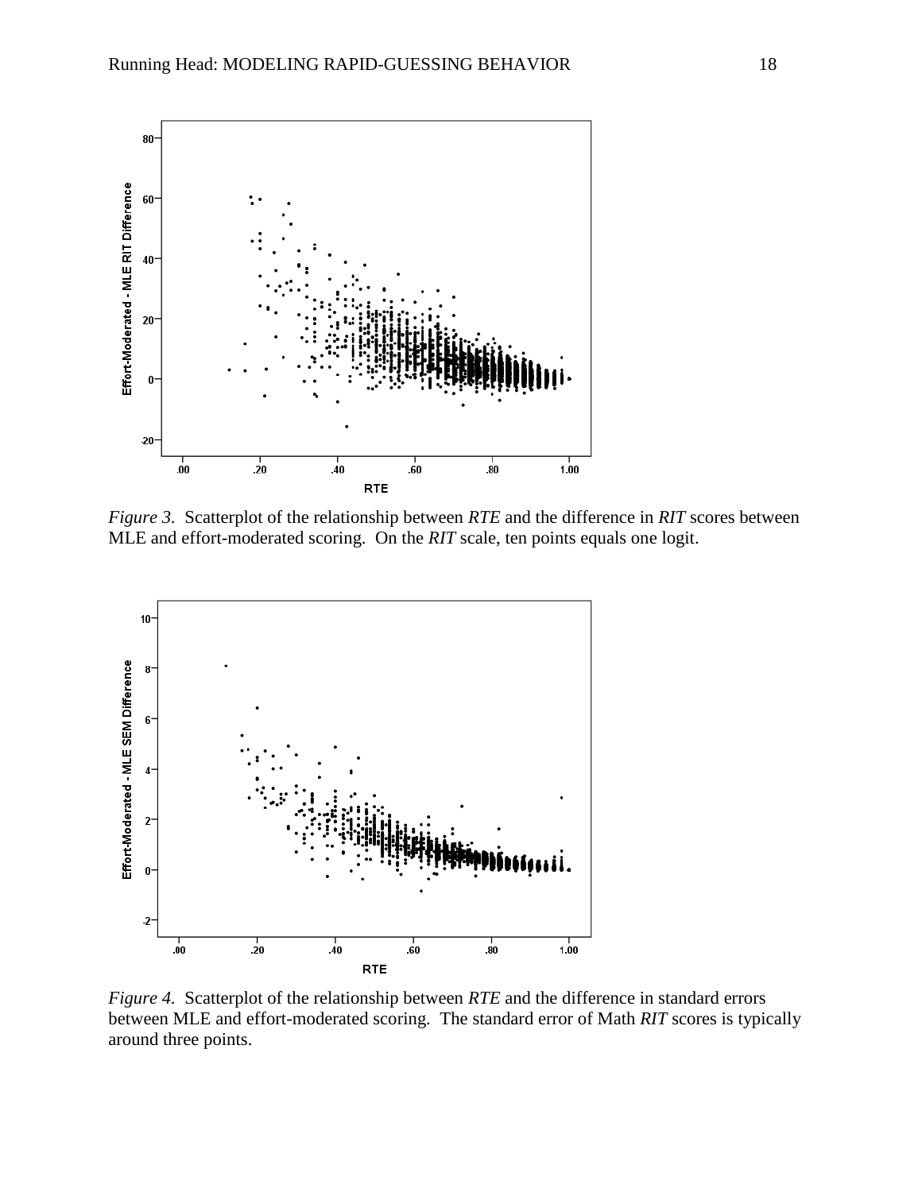*Figure 3.* Scatterplot of the relationship between *RTE* and the difference in *RIT* scores between MLE and effort-moderated scoring. On the *RIT* scale, ten points equals one logit.

*Figure 4.* Scatterplot of the relationship between *RTE* and the difference in standard errors between MLE and effort-moderated scoring. The standard error of Math *RIT* scores is typically around three points.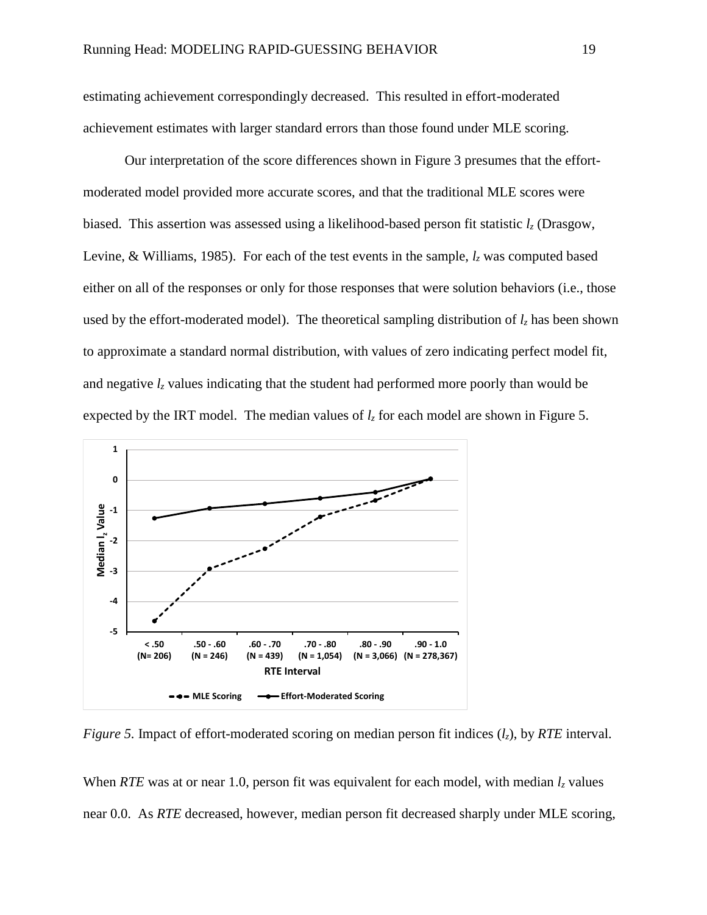estimating achievement correspondingly decreased. This resulted in effort-moderated achievement estimates with larger standard errors than those found under MLE scoring.

Our interpretation of the score differences shown in Figure 3 presumes that the effort-moderated model provided more accurate scores, and that the traditional MLE scores were biased. This assertion was assessed using a likelihood-based person fit statistic $l_z$ (Drasgow, Levine, & Williams, 1985). For each of the test events in the sample, $l_z$ was computed based either on all of the responses or only for those responses that were solution behaviors (i.e., those used by the effort-moderated model). The theoretical sampling distribution of $l_z$ has been shown to approximate a standard normal distribution, with values of zero indicating perfect model fit, and negative $l_z$ values indicating that the student had performed more poorly than would be expected by the IRT model. The median values of $l_z$ for each model are shown in Figure 5.

*Figure 5.* Impact of effort-moderated scoring on median person fit indices ($l_z$), by *RTE* interval.

When *RTE* was at or near 1.0, person fit was equivalent for each model, with median $l_z$ values near 0.0. As *RTE* decreased, however, median person fit decreased sharply under MLE scoring,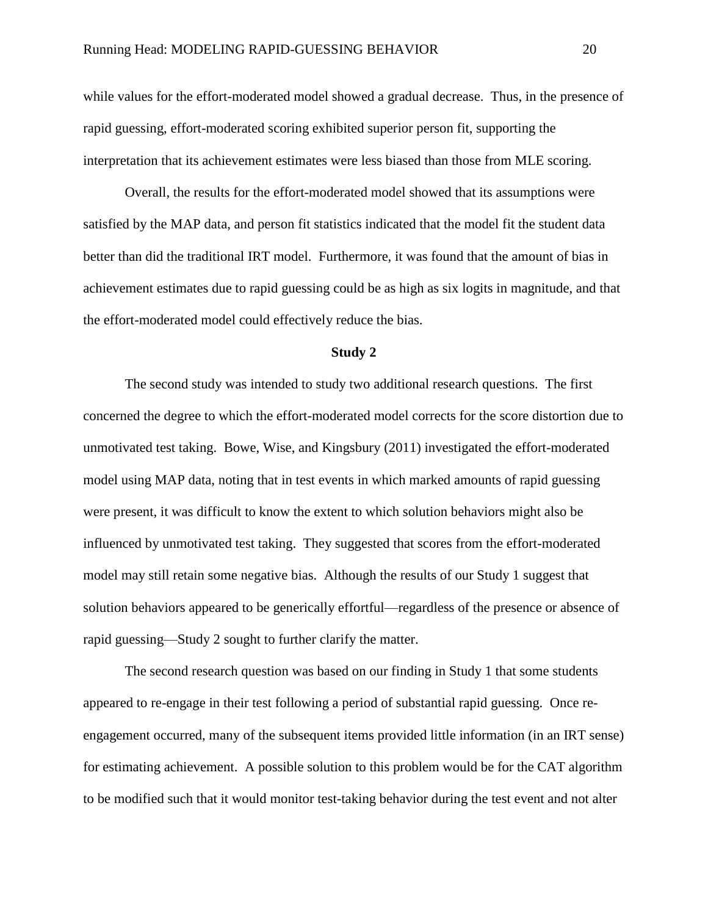while values for the effort-moderated model showed a gradual decrease. Thus, in the presence of rapid guessing, effort-moderated scoring exhibited superior person fit, supporting the interpretation that its achievement estimates were less biased than those from MLE scoring.

Overall, the results for the effort-moderated model showed that its assumptions were satisfied by the MAP data, and person fit statistics indicated that the model fit the student data better than did the traditional IRT model. Furthermore, it was found that the amount of bias in achievement estimates due to rapid guessing could be as high as six logits in magnitude, and that the effort-moderated model could effectively reduce the bias.

## Study 2

The second study was intended to study two additional research questions. The first concerned the degree to which the effort-moderated model corrects for the score distortion due to unmotivated test taking. Bowe, Wise, and Kingsbury (2011) investigated the effort-moderated model using MAP data, noting that in test events in which marked amounts of rapid guessing were present, it was difficult to know the extent to which solution behaviors might also be influenced by unmotivated test taking. They suggested that scores from the effort-moderated model may still retain some negative bias. Although the results of our Study 1 suggest that solution behaviors appeared to be generically effortful—regardless of the presence or absence of rapid guessing—Study 2 sought to further clarify the matter.

The second research question was based on our finding in Study 1 that some students appeared to re-engage in their test following a period of substantial rapid guessing. Once re-engagement occurred, many of the subsequent items provided little information (in an IRT sense) for estimating achievement. A possible solution to this problem would be for the CAT algorithm to be modified such that it would monitor test-taking behavior during the test event and not alter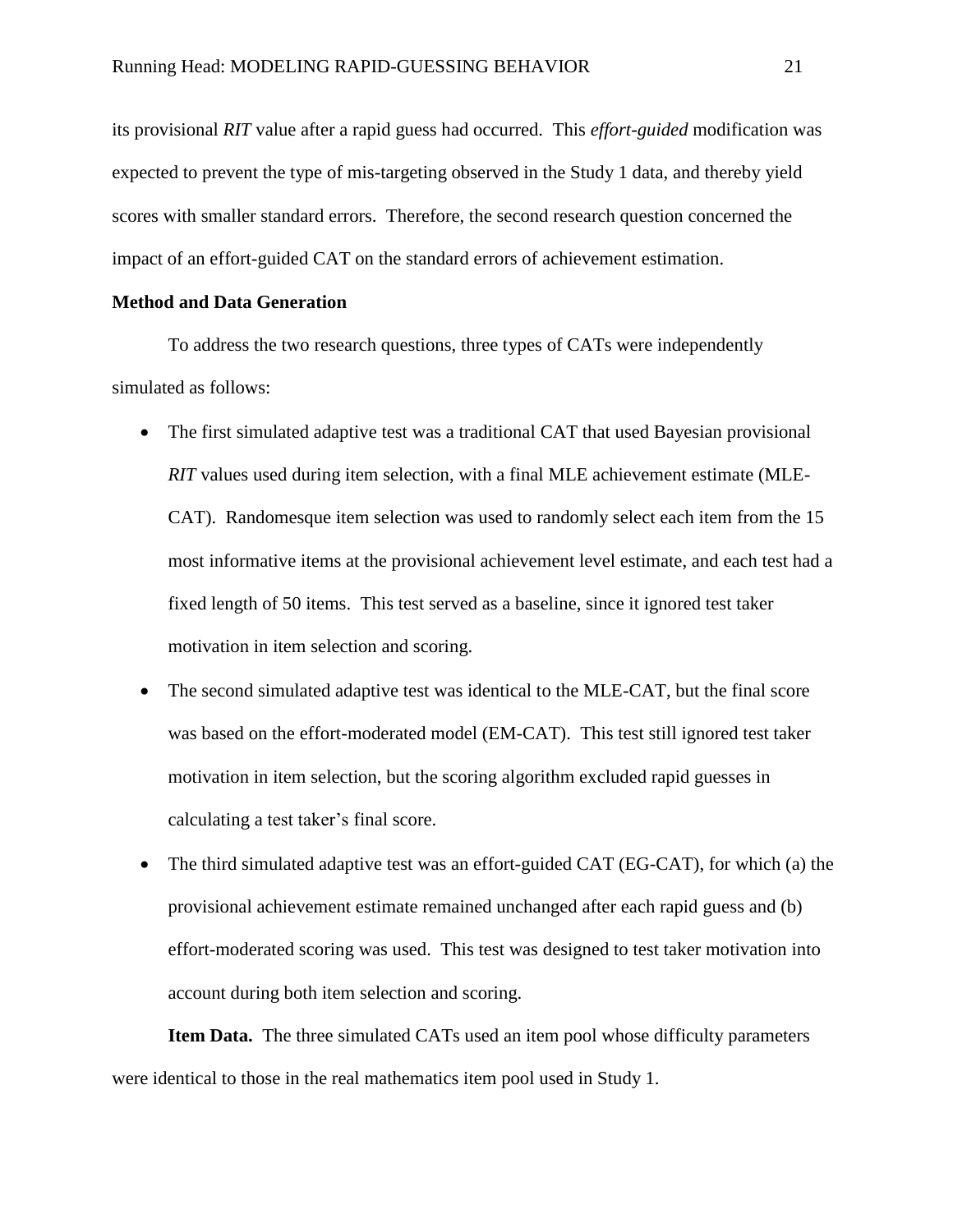its provisional *RIT* value after a rapid guess had occurred. This *effort-guided* modification was expected to prevent the type of mis-targeting observed in the Study 1 data, and thereby yield scores with smaller standard errors. Therefore, the second research question concerned the impact of an effort-guided CAT on the standard errors of achievement estimation.

**Method and Data Generation**

To address the two research questions, three types of CATs were independently simulated as follows:

- The first simulated adaptive test was a traditional CAT that used Bayesian provisional *RIT* values used during item selection, with a final MLE achievement estimate (MLE-CAT). Randomesque item selection was used to randomly select each item from the 15 most informative items at the provisional achievement level estimate, and each test had a fixed length of 50 items. This test served as a baseline, since it ignored test taker motivation in item selection and scoring.
- The second simulated adaptive test was identical to the MLE-CAT, but the final score was based on the effort-moderated model (EM-CAT). This test still ignored test taker motivation in item selection, but the scoring algorithm excluded rapid guesses in calculating a test taker's final score.
- The third simulated adaptive test was an effort-guided CAT (EG-CAT), for which (a) the provisional achievement estimate remained unchanged after each rapid guess and (b) effort-moderated scoring was used. This test was designed to test taker motivation into account during both item selection and scoring.

**Item Data.** The three simulated CATs used an item pool whose difficulty parameters were identical to those in the real mathematics item pool used in Study 1.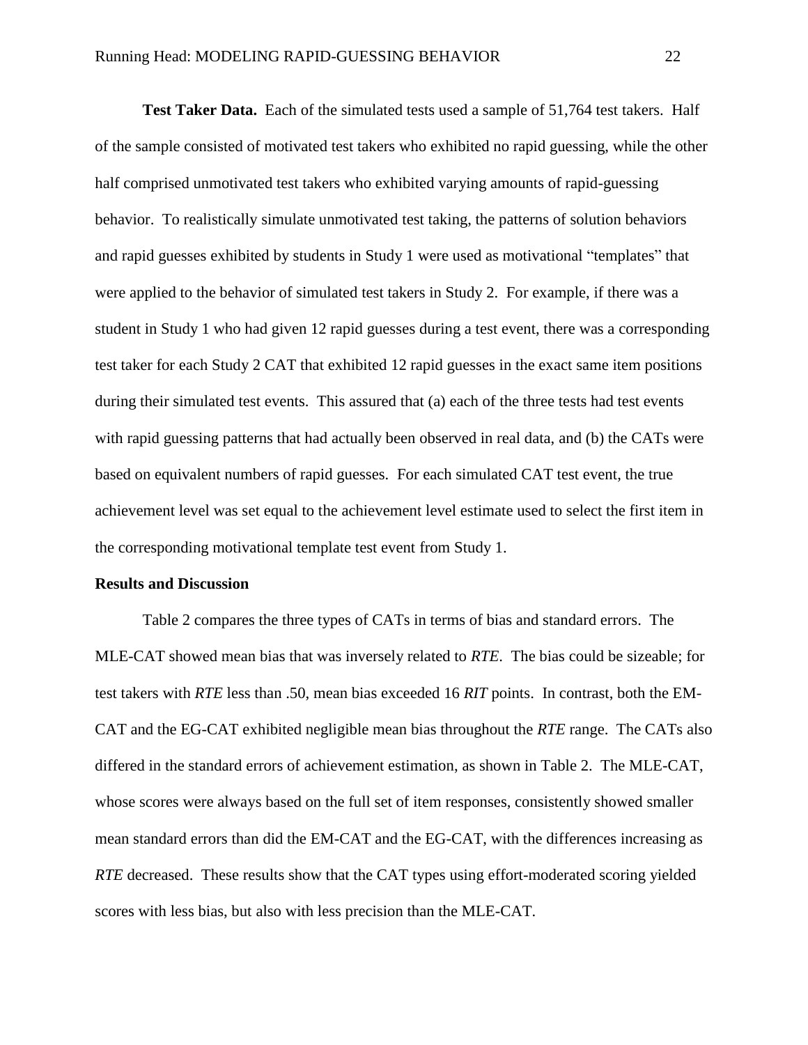**Test Taker Data.** Each of the simulated tests used a sample of 51,764 test takers. Half of the sample consisted of motivated test takers who exhibited no rapid guessing, while the other half comprised unmotivated test takers who exhibited varying amounts of rapid-guessing behavior. To realistically simulate unmotivated test taking, the patterns of solution behaviors and rapid guesses exhibited by students in Study 1 were used as motivational "templates" that were applied to the behavior of simulated test takers in Study 2. For example, if there was a student in Study 1 who had given 12 rapid guesses during a test event, there was a corresponding test taker for each Study 2 CAT that exhibited 12 rapid guesses in the exact same item positions during their simulated test events. This assured that (a) each of the three tests had test events with rapid guessing patterns that had actually been observed in real data, and (b) the CATs were based on equivalent numbers of rapid guesses. For each simulated CAT test event, the true achievement level was set equal to the achievement level estimate used to select the first item in the corresponding motivational template test event from Study 1.

## Results and Discussion

Table 2 compares the three types of CATs in terms of bias and standard errors. The MLE-CAT showed mean bias that was inversely related to *RTE*. The bias could be sizeable; for test takers with *RTE* less than .50, mean bias exceeded 16 *RIT* points. In contrast, both the EM-CAT and the EG-CAT exhibited negligible mean bias throughout the *RTE* range. The CATs also differed in the standard errors of achievement estimation, as shown in Table 2. The MLE-CAT, whose scores were always based on the full set of item responses, consistently showed smaller mean standard errors than did the EM-CAT and the EG-CAT, with the differences increasing as *RTE* decreased. These results show that the CAT types using effort-moderated scoring yielded scores with less bias, but also with less precision than the MLE-CAT.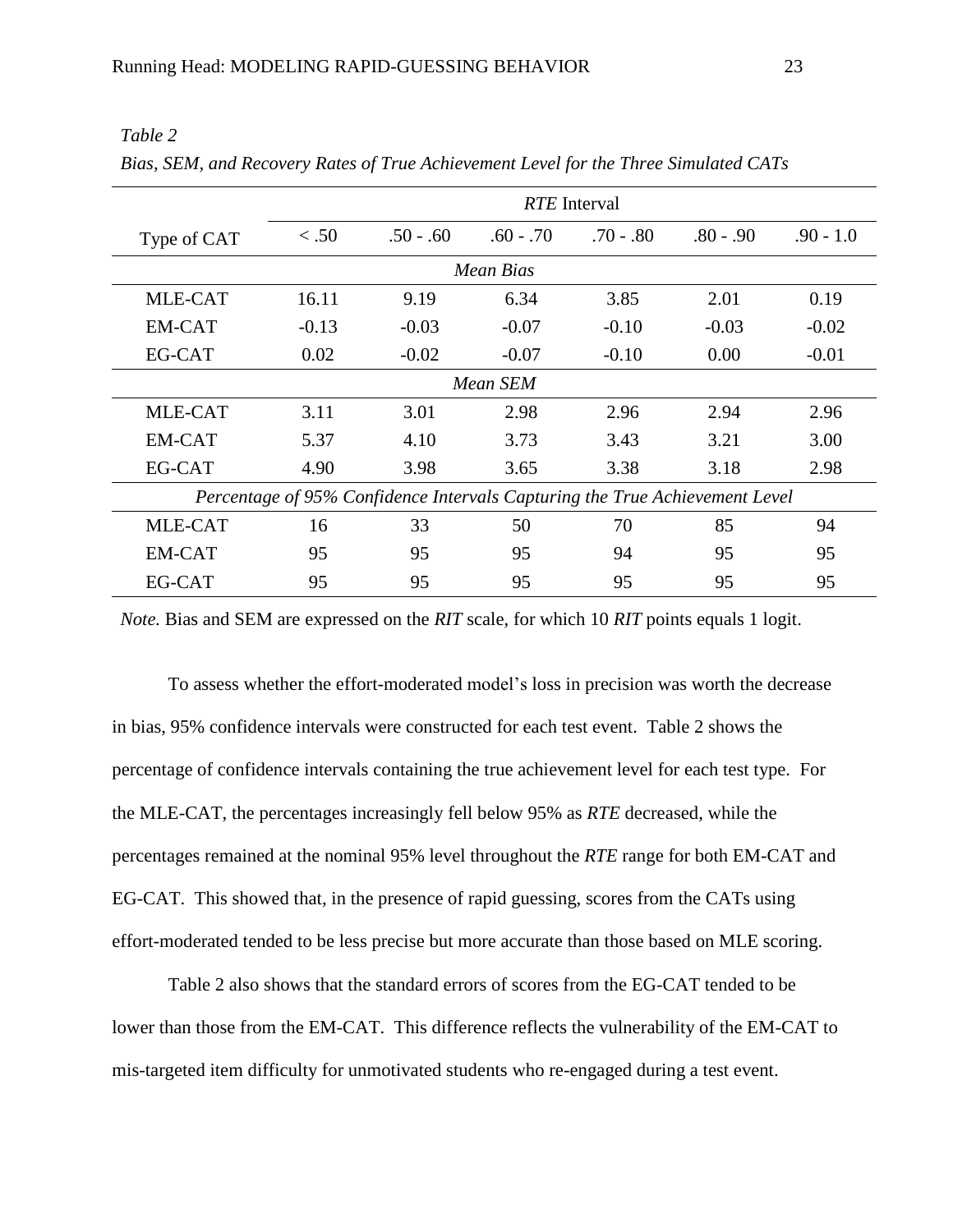*Table 2*

*Bias, SEM, and Recovery Rates of True Achievement Level for the Three Simulated CATs*

| | *RTE* Interval | | | | | |
|---|---|---|---|---|---|---|
| Type of CAT | < .50 | .50 - .60 | .60 - .70 | .70 - .80 | .80 - .90 | .90 - 1.0 |
| | | | *Mean Bias* | | | |
| MLE-CAT | 16.11 | 9.19 | 6.34 | 3.85 | 2.01 | 0.19 |
| EM-CAT | -0.13 | -0.03 | -0.07 | -0.10 | -0.03 | -0.02 |
| EG-CAT | 0.02 | -0.02 | -0.07 | -0.10 | 0.00 | -0.01 |
| | | | *Mean SEM* | | | |
| MLE-CAT | 3.11 | 3.01 | 2.98 | 2.96 | 2.94 | 2.96 |
| EM-CAT | 5.37 | 4.10 | 3.73 | 3.43 | 3.21 | 3.00 |
| EG-CAT | 4.90 | 3.98 | 3.65 | 3.38 | 3.18 | 2.98 |
| | *Percentage of 95% Confidence Intervals Capturing the True Achievement Level* | | | | | |
| MLE-CAT | 16 | 33 | 50 | 70 | 85 | 94 |
| EM-CAT | 95 | 95 | 95 | 94 | 95 | 95 |
| EG-CAT | 95 | 95 | 95 | 95 | 95 | 95 |

*Note.* Bias and SEM are expressed on the *RIT* scale, for which 10 *RIT* points equals 1 logit.

To assess whether the effort-moderated model's loss in precision was worth the decrease in bias, 95% confidence intervals were constructed for each test event. Table 2 shows the percentage of confidence intervals containing the true achievement level for each test type. For the MLE-CAT, the percentages increasingly fell below 95% as *RTE* decreased, while the percentages remained at the nominal 95% level throughout the *RTE* range for both EM-CAT and EG-CAT. This showed that, in the presence of rapid guessing, scores from the CATs using effort-moderated tended to be less precise but more accurate than those based on MLE scoring.

Table 2 also shows that the standard errors of scores from the EG-CAT tended to be lower than those from the EM-CAT. This difference reflects the vulnerability of the EM-CAT to mis-targeted item difficulty for unmotivated students who re-engaged during a test event.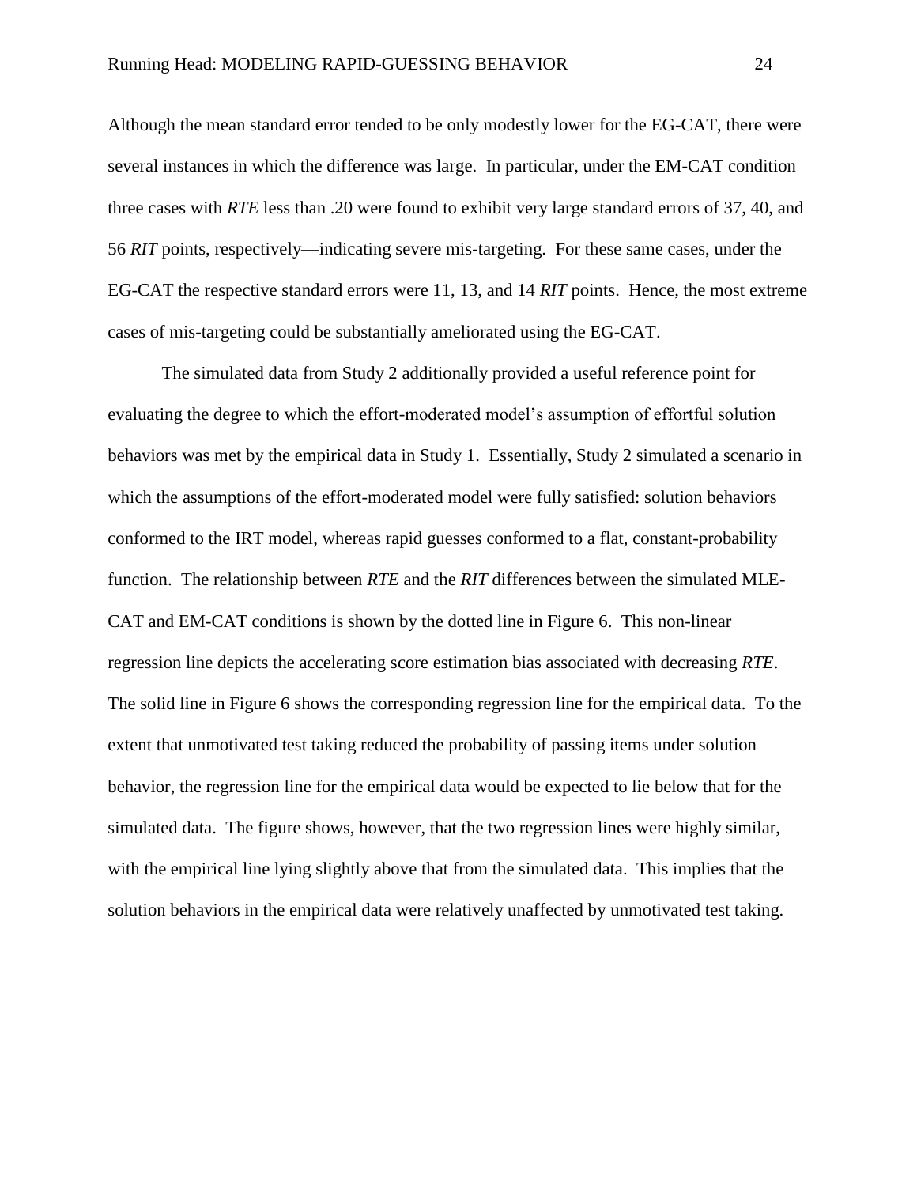Although the mean standard error tended to be only modestly lower for the EG-CAT, there were several instances in which the difference was large. In particular, under the EM-CAT condition three cases with *RTE* less than .20 were found to exhibit very large standard errors of 37, 40, and 56 *RIT* points, respectively—indicating severe mis-targeting. For these same cases, under the EG-CAT the respective standard errors were 11, 13, and 14 *RIT* points. Hence, the most extreme cases of mis-targeting could be substantially ameliorated using the EG-CAT.

The simulated data from Study 2 additionally provided a useful reference point for evaluating the degree to which the effort-moderated model's assumption of effortful solution behaviors was met by the empirical data in Study 1. Essentially, Study 2 simulated a scenario in which the assumptions of the effort-moderated model were fully satisfied: solution behaviors conformed to the IRT model, whereas rapid guesses conformed to a flat, constant-probability function. The relationship between *RTE* and the *RIT* differences between the simulated MLE-CAT and EM-CAT conditions is shown by the dotted line in Figure 6. This non-linear regression line depicts the accelerating score estimation bias associated with decreasing *RTE*. The solid line in Figure 6 shows the corresponding regression line for the empirical data. To the extent that unmotivated test taking reduced the probability of passing items under solution behavior, the regression line for the empirical data would be expected to lie below that for the simulated data. The figure shows, however, that the two regression lines were highly similar, with the empirical line lying slightly above that from the simulated data. This implies that the solution behaviors in the empirical data were relatively unaffected by unmotivated test taking.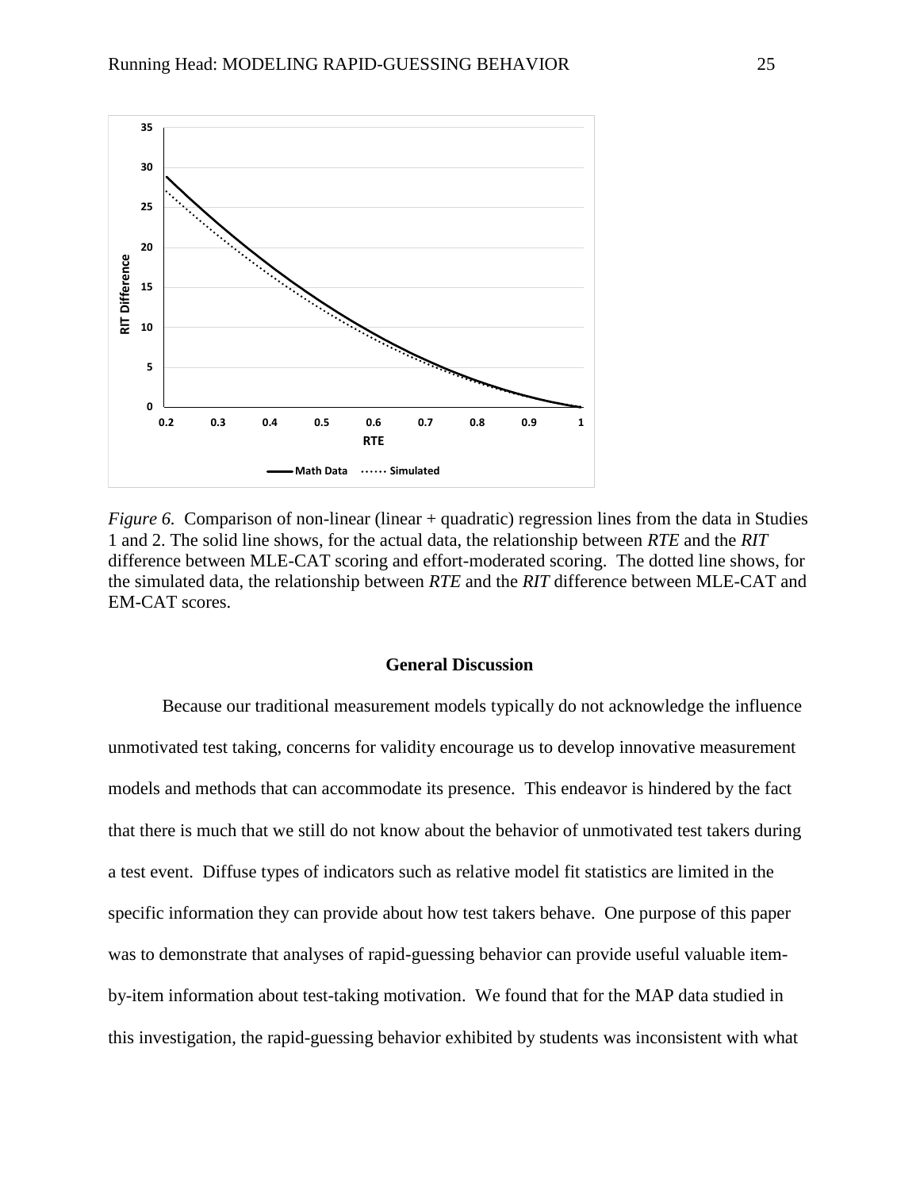*Figure 6.* Comparison of non-linear (linear + quadratic) regression lines from the data in Studies 1 and 2. The solid line shows, for the actual data, the relationship between *RTE* and the *RIT* difference between MLE-CAT scoring and effort-moderated scoring. The dotted line shows, for the simulated data, the relationship between *RTE* and the *RIT* difference between MLE-CAT and EM-CAT scores.

## General Discussion

Because our traditional measurement models typically do not acknowledge the influence unmotivated test taking, concerns for validity encourage us to develop innovative measurement models and methods that can accommodate its presence. This endeavor is hindered by the fact that there is much that we still do not know about the behavior of unmotivated test takers during a test event. Diffuse types of indicators such as relative model fit statistics are limited in the specific information they can provide about how test takers behave. One purpose of this paper was to demonstrate that analyses of rapid-guessing behavior can provide useful valuable item-by-item information about test-taking motivation. We found that for the MAP data studied in this investigation, the rapid-guessing behavior exhibited by students was inconsistent with what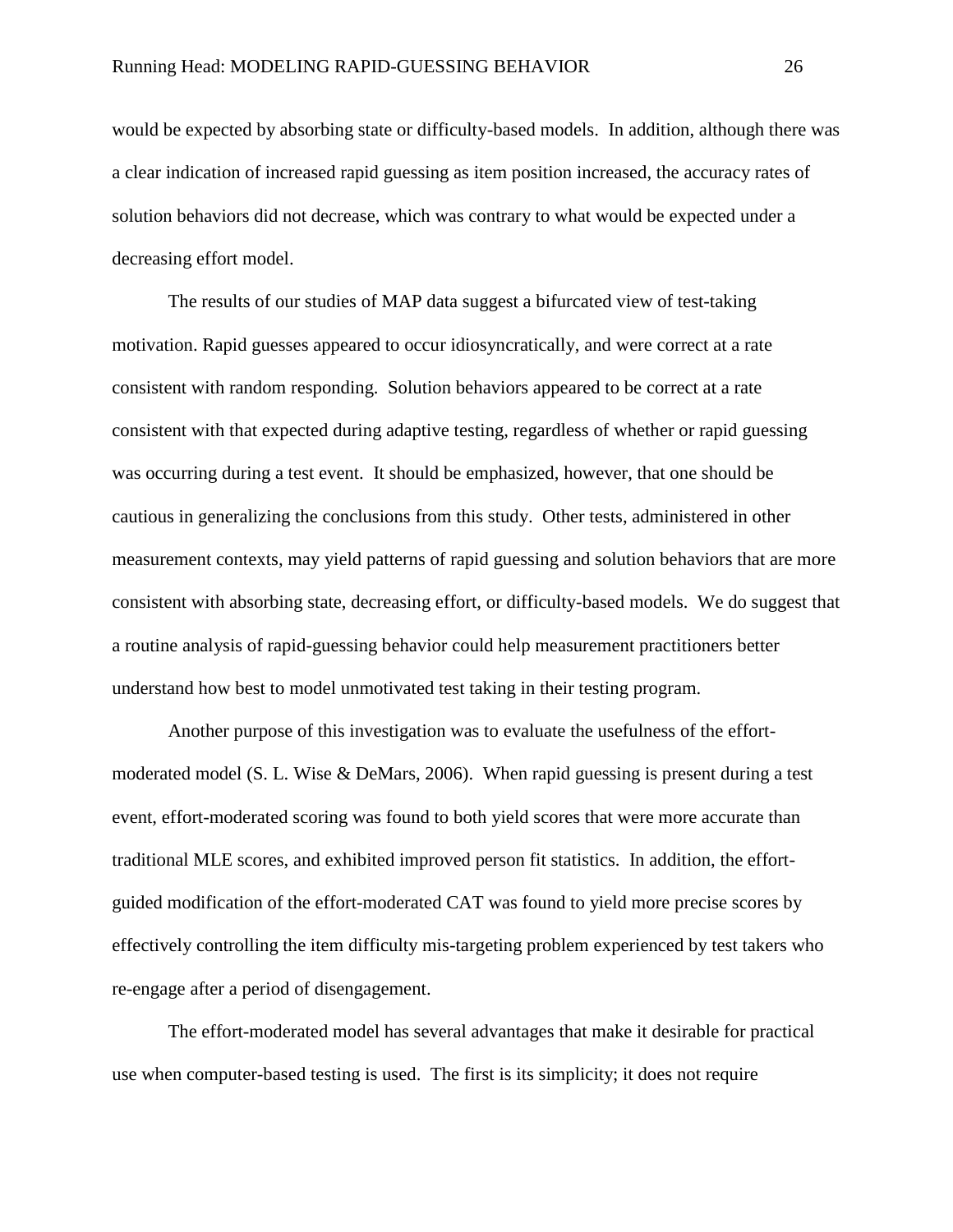would be expected by absorbing state or difficulty-based models. In addition, although there was a clear indication of increased rapid guessing as item position increased, the accuracy rates of solution behaviors did not decrease, which was contrary to what would be expected under a decreasing effort model.

The results of our studies of MAP data suggest a bifurcated view of test-taking motivation. Rapid guesses appeared to occur idiosyncratically, and were correct at a rate consistent with random responding. Solution behaviors appeared to be correct at a rate consistent with that expected during adaptive testing, regardless of whether or rapid guessing was occurring during a test event. It should be emphasized, however, that one should be cautious in generalizing the conclusions from this study. Other tests, administered in other measurement contexts, may yield patterns of rapid guessing and solution behaviors that are more consistent with absorbing state, decreasing effort, or difficulty-based models. We do suggest that a routine analysis of rapid-guessing behavior could help measurement practitioners better understand how best to model unmotivated test taking in their testing program.

Another purpose of this investigation was to evaluate the usefulness of the effort-moderated model (S. L. Wise & DeMars, 2006). When rapid guessing is present during a test event, effort-moderated scoring was found to both yield scores that were more accurate than traditional MLE scores, and exhibited improved person fit statistics. In addition, the effort-guided modification of the effort-moderated CAT was found to yield more precise scores by effectively controlling the item difficulty mis-targeting problem experienced by test takers who re-engage after a period of disengagement.

The effort-moderated model has several advantages that make it desirable for practical use when computer-based testing is used. The first is its simplicity; it does not require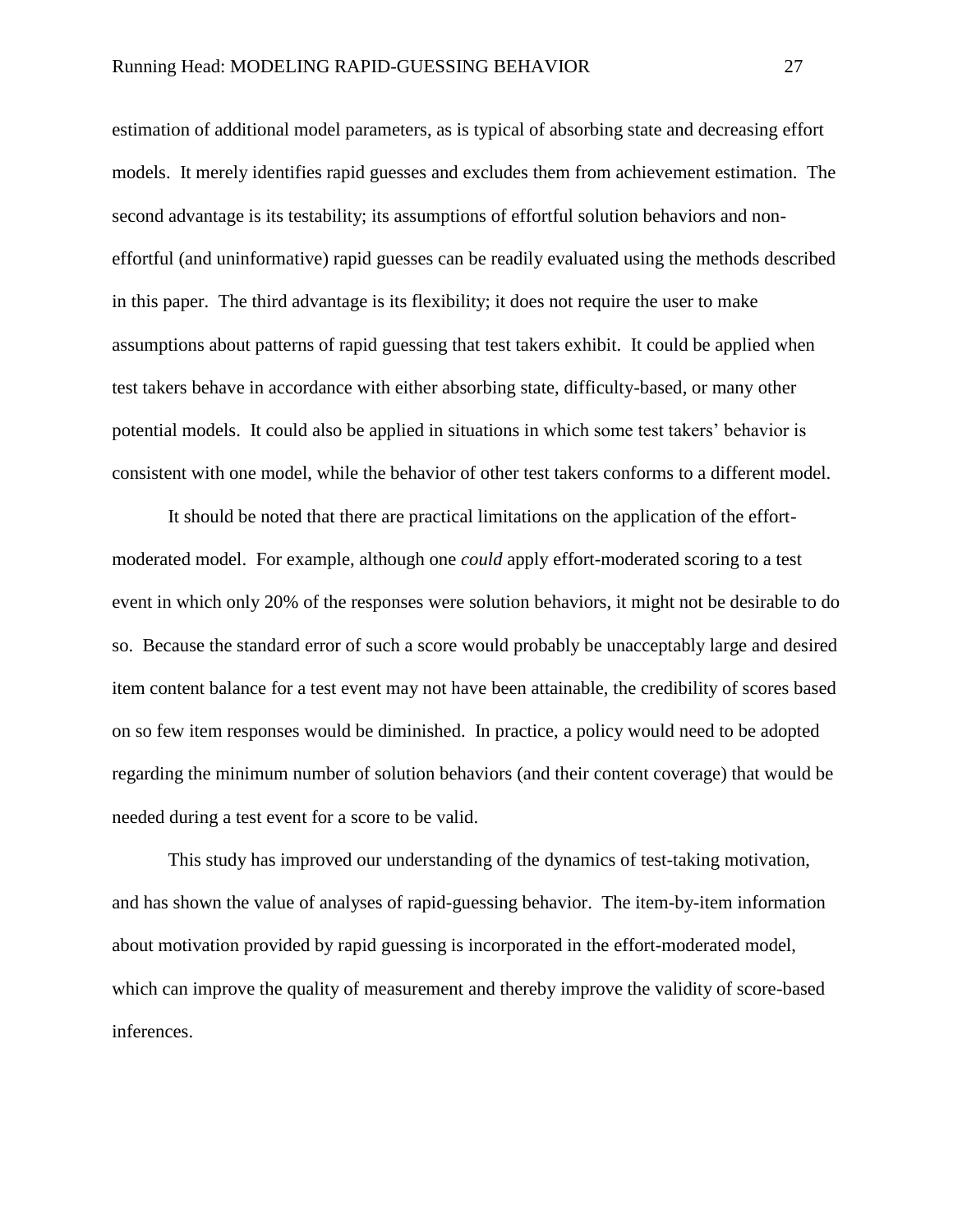estimation of additional model parameters, as is typical of absorbing state and decreasing effort models. It merely identifies rapid guesses and excludes them from achievement estimation. The second advantage is its testability; its assumptions of effortful solution behaviors and non-effortful (and uninformative) rapid guesses can be readily evaluated using the methods described in this paper. The third advantage is its flexibility; it does not require the user to make assumptions about patterns of rapid guessing that test takers exhibit. It could be applied when test takers behave in accordance with either absorbing state, difficulty-based, or many other potential models. It could also be applied in situations in which some test takers' behavior is consistent with one model, while the behavior of other test takers conforms to a different model.

It should be noted that there are practical limitations on the application of the effort-moderated model. For example, although one *could* apply effort-moderated scoring to a test event in which only 20% of the responses were solution behaviors, it might not be desirable to do so. Because the standard error of such a score would probably be unacceptably large and desired item content balance for a test event may not have been attainable, the credibility of scores based on so few item responses would be diminished. In practice, a policy would need to be adopted regarding the minimum number of solution behaviors (and their content coverage) that would be needed during a test event for a score to be valid.

This study has improved our understanding of the dynamics of test-taking motivation, and has shown the value of analyses of rapid-guessing behavior. The item-by-item information about motivation provided by rapid guessing is incorporated in the effort-moderated model, which can improve the quality of measurement and thereby improve the validity of score-based inferences.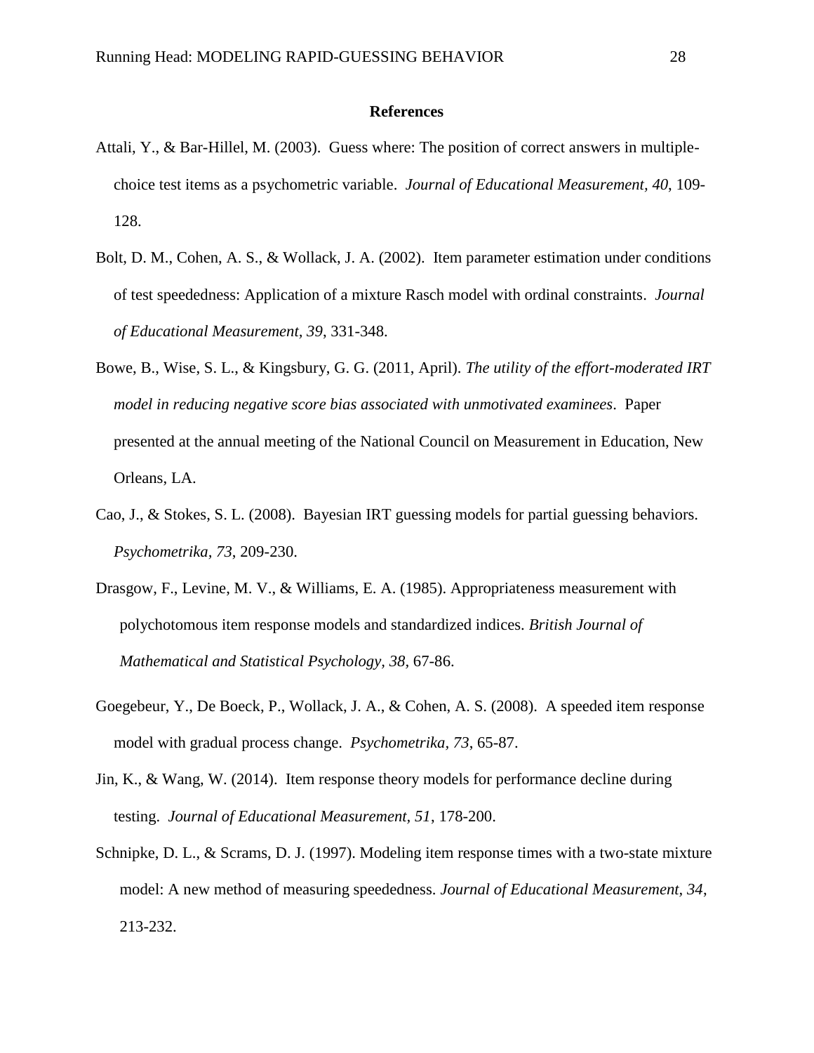# References

Attali, Y., & Bar-Hillel, M. (2003). Guess where: The position of correct answers in multiple-choice test items as a psychometric variable. *Journal of Educational Measurement*, *40*, 109-128.

Bolt, D. M., Cohen, A. S., & Wollack, J. A. (2002). Item parameter estimation under conditions of test speededness: Application of a mixture Rasch model with ordinal constraints. *Journal of Educational Measurement, 39*, 331-348.

Bowe, B., Wise, S. L., & Kingsbury, G. G. (2011, April). *The utility of the effort-moderated IRT model in reducing negative score bias associated with unmotivated examinees*. Paper presented at the annual meeting of the National Council on Measurement in Education, New Orleans, LA.

Cao, J., & Stokes, S. L. (2008). Bayesian IRT guessing models for partial guessing behaviors. *Psychometrika*, *73*, 209-230.

Drasgow, F., Levine, M. V., & Williams, E. A. (1985). Appropriateness measurement with polychotomous item response models and standardized indices. *British Journal of Mathematical and Statistical Psychology, 38,* 67-86.

Goegebeur, Y., De Boeck, P., Wollack, J. A., & Cohen, A. S. (2008). A speeded item response model with gradual process change. *Psychometrika, 73*, 65-87.

Jin, K., & Wang, W. (2014). Item response theory models for performance decline during testing. *Journal of Educational Measurement, 51*, 178-200.

Schnipke, D. L., & Scrams, D. J. (1997). Modeling item response times with a two-state mixture model: A new method of measuring speededness. *Journal of Educational Measurement, 34,* 213-232.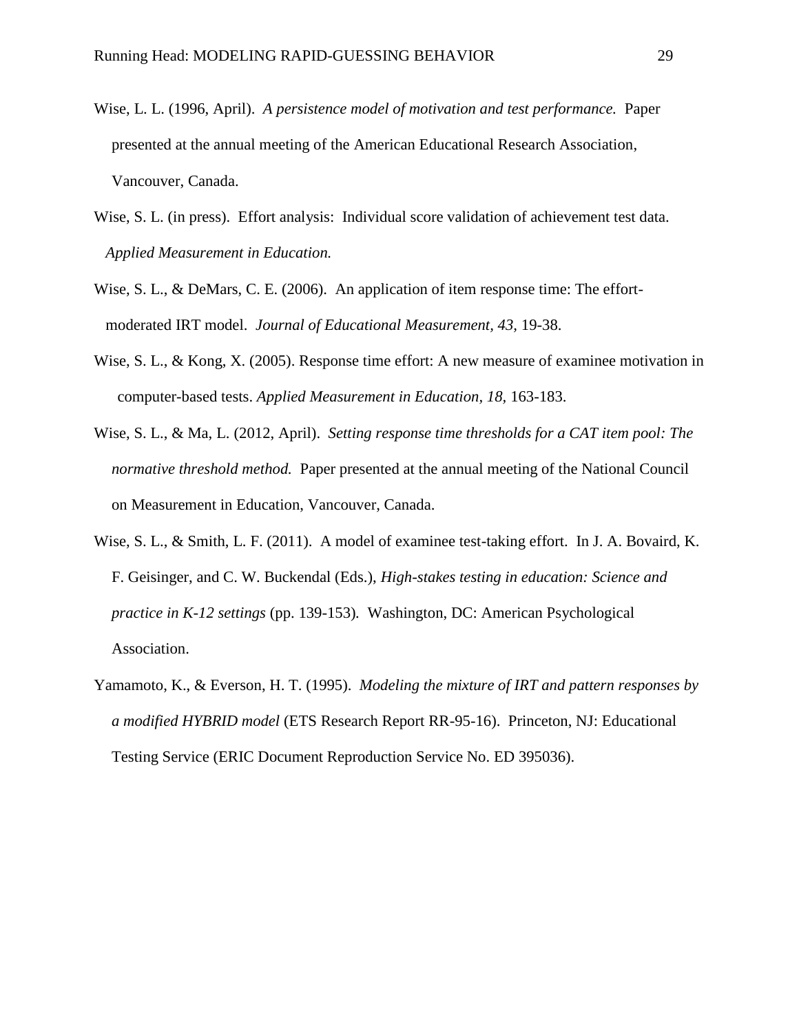Wise, L. L. (1996, April). *A persistence model of motivation and test performance.* Paper presented at the annual meeting of the American Educational Research Association, Vancouver, Canada.

Wise, S. L. (in press). Effort analysis: Individual score validation of achievement test data. *Applied Measurement in Education.*

Wise, S. L., & DeMars, C. E. (2006). An application of item response time: The effort-moderated IRT model. *Journal of Educational Measurement, 43,* 19-38.

Wise, S. L., & Kong, X. (2005). Response time effort: A new measure of examinee motivation in computer-based tests. *Applied Measurement in Education, 18,* 163-183.

Wise, S. L., & Ma, L. (2012, April). *Setting response time thresholds for a CAT item pool: The normative threshold method.* Paper presented at the annual meeting of the National Council on Measurement in Education, Vancouver, Canada.

Wise, S. L., & Smith, L. F. (2011). A model of examinee test-taking effort. In J. A. Bovaird, K. F. Geisinger, and C. W. Buckendal (Eds.), *High-stakes testing in education: Science and practice in K-12 settings* (pp. 139-153). Washington, DC: American Psychological Association.

Yamamoto, K., & Everson, H. T. (1995). *Modeling the mixture of IRT and pattern responses by a modified HYBRID model* (ETS Research Report RR-95-16). Princeton, NJ: Educational Testing Service (ERIC Document Reproduction Service No. ED 395036).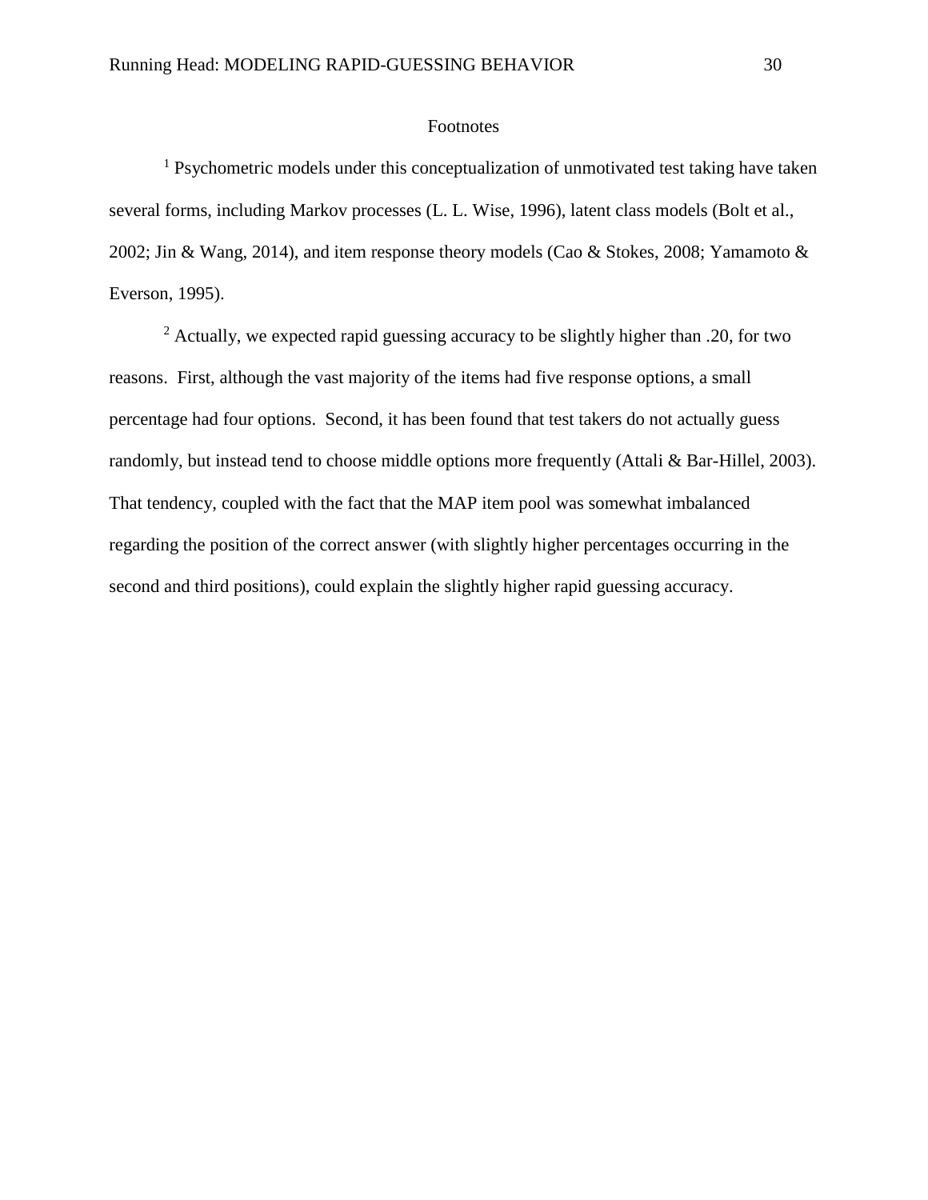# Footnotes

[1] Psychometric models under this conceptualization of unmotivated test taking have taken several forms, including Markov processes (L. L. Wise, 1996), latent class models (Bolt et al., 2002; Jin & Wang, 2014), and item response theory models (Cao & Stokes, 2008; Yamamoto & Everson, 1995).

[2] Actually, we expected rapid guessing accuracy to be slightly higher than .20, for two reasons. First, although the vast majority of the items had five response options, a small percentage had four options. Second, it has been found that test takers do not actually guess randomly, but instead tend to choose middle options more frequently (Attali & Bar-Hillel, 2003). That tendency, coupled with the fact that the MAP item pool was somewhat imbalanced regarding the position of the correct answer (with slightly higher percentages occurring in the second and third positions), could explain the slightly higher rapid guessing accuracy.